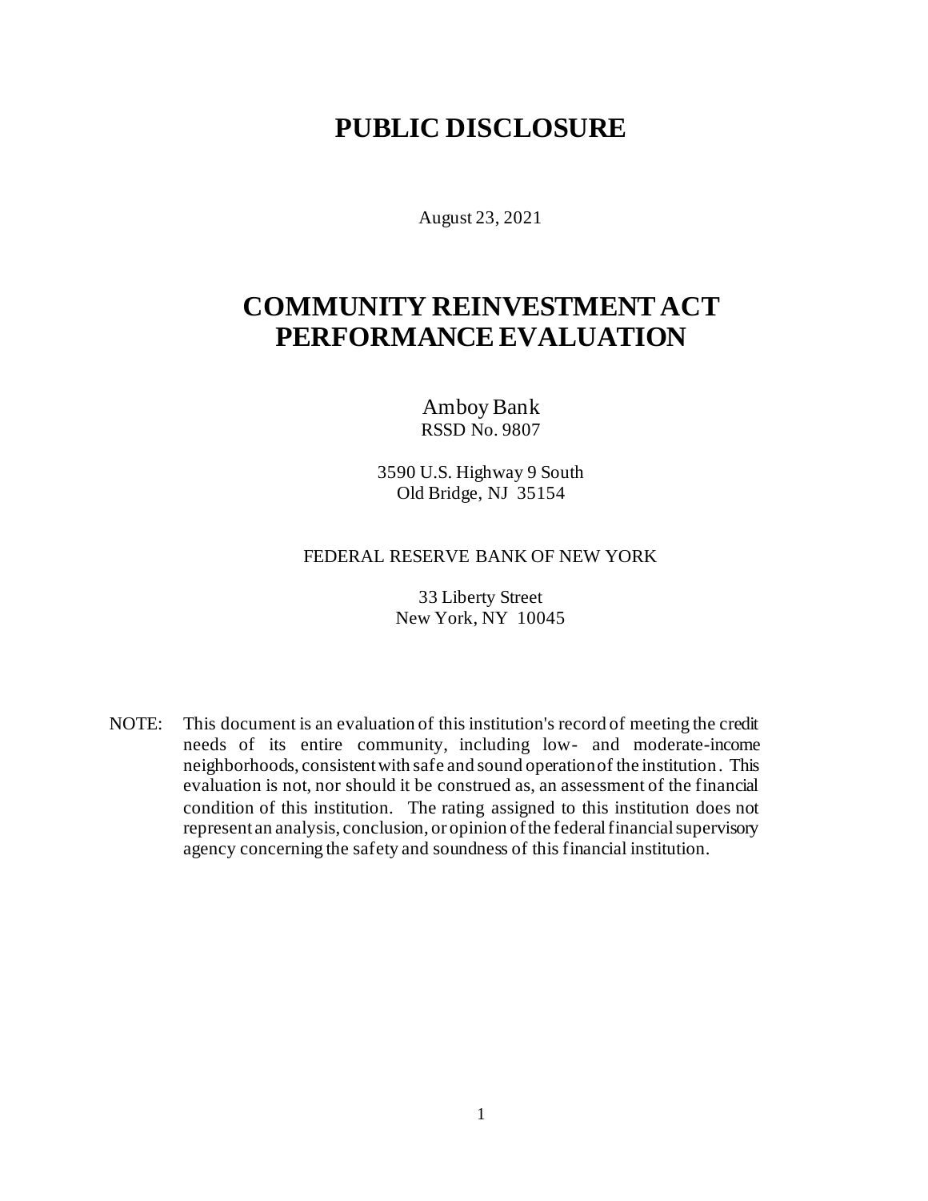# PUBLIC DISCLOSURE

August 23, 2021

# COMMUNITY REINVESTMENT ACT PERFORMANCE EVALUATION

Amboy Bank
RSSD No. 9807

3590 U.S. Highway 9 South
Old Bridge, NJ 35154

FEDERAL RESERVE BANK OF NEW YORK

33 Liberty Street
New York, NY 10045

NOTE: This document is an evaluation of this institution's record of meeting the credit needs of its entire community, including low- and moderate-income neighborhoods, consistent with safe and sound operation of the institution. This evaluation is not, nor should it be construed as, an assessment of the financial condition of this institution. The rating assigned to this institution does not represent an analysis, conclusion, or opinion of the federal financial supervisory agency concerning the safety and soundness of this financial institution.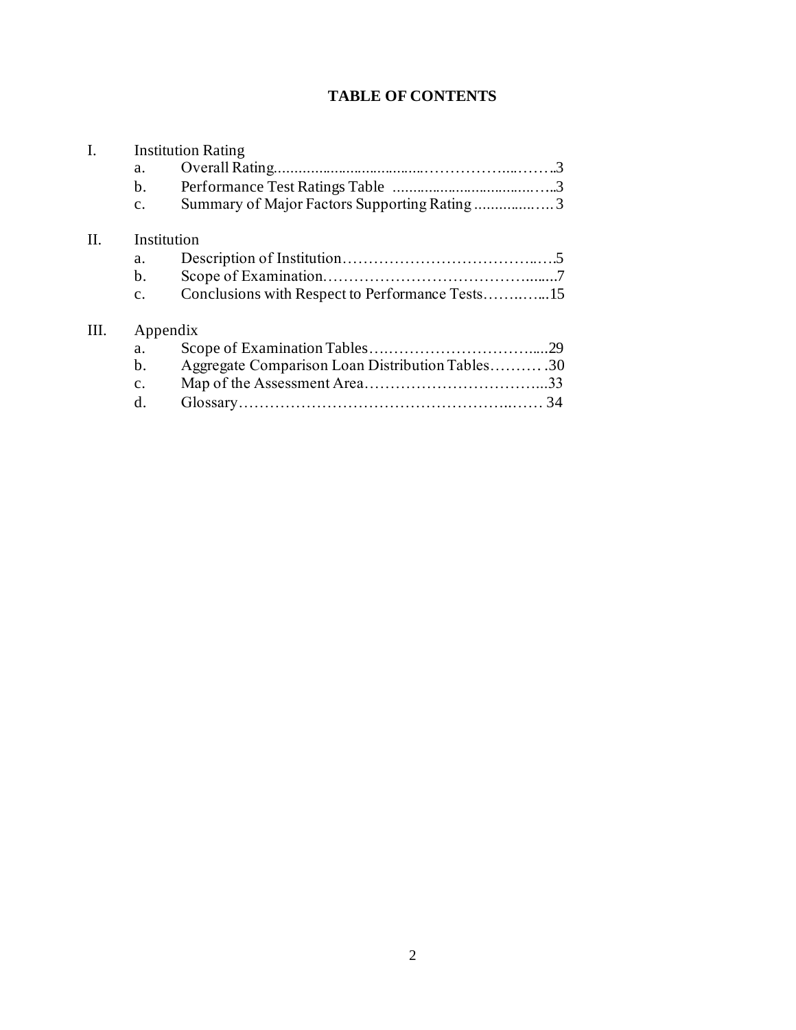# TABLE OF CONTENTS

I. Institution Rating
- a. Overall Rating ... 3
- b. Performance Test Ratings Table ... 3
- c. Summary of Major Factors Supporting Rating ... 3

II. Institution
- a. Description of Institution ... 5
- b. Scope of Examination ... 7
- c. Conclusions with Respect to Performance Tests ... 15

III. Appendix
- a. Scope of Examination Tables ... 29
- b. Aggregate Comparison Loan Distribution Tables ... 30
- c. Map of the Assessment Area ... 33
- d. Glossary ... 34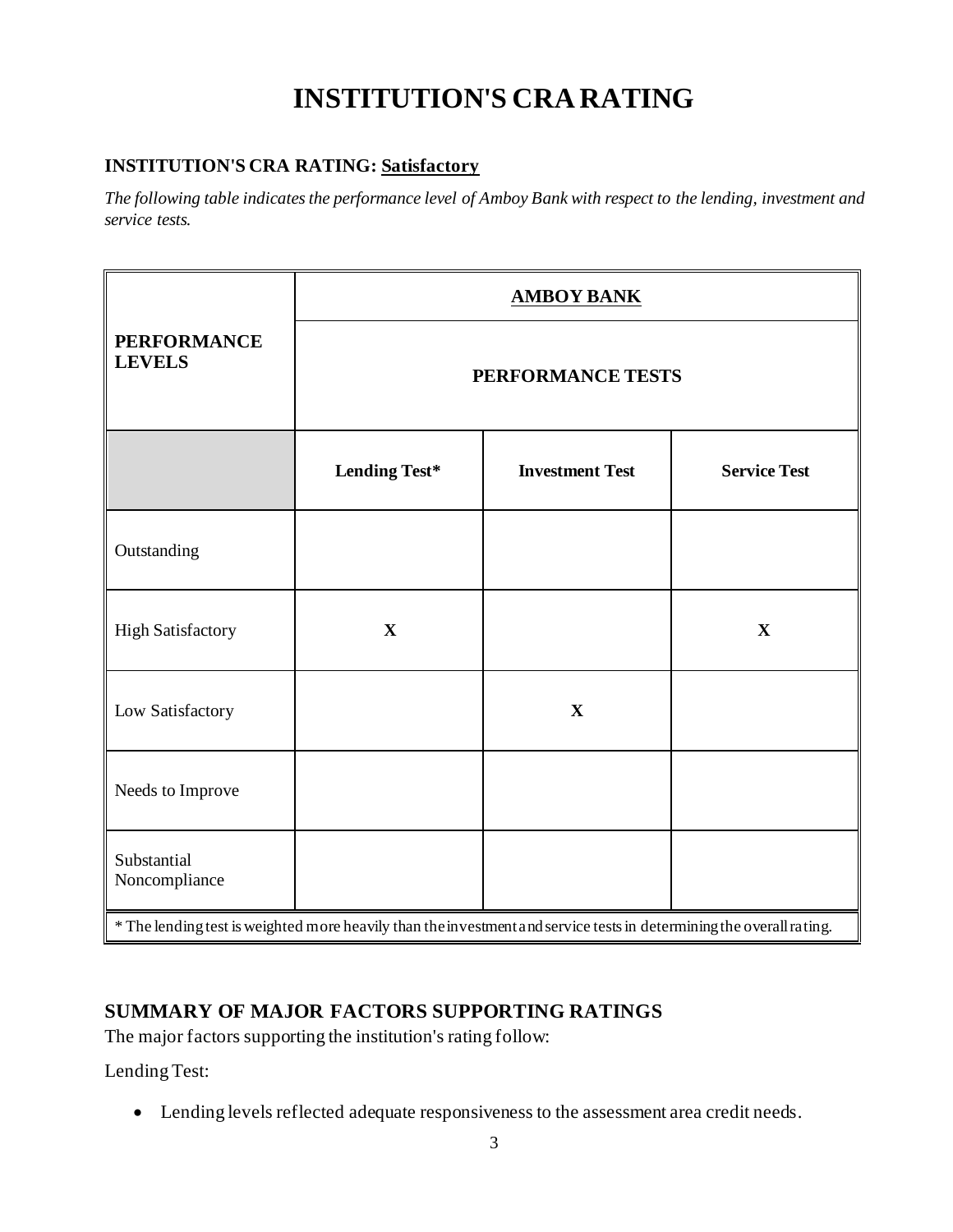# INSTITUTION'S CRA RATING

**INSTITUTION'S CRA RATING: Satisfactory**

*The following table indicates the performance level of Amboy Bank with respect to the lending, investment and service tests.*

| PERFORMANCE LEVELS | AMBOY BANK | | |
|---|---|---|---|
| | PERFORMANCE TESTS | | |
| | **Lending Test*** | **Investment Test** | **Service Test** |
| Outstanding | | | |
| High Satisfactory | X | | X |
| Low Satisfactory | | X | |
| Needs to Improve | | | |
| Substantial Noncompliance | | | |

\* The lending test is weighted more heavily than the investment and service tests in determining the overall rating.

## SUMMARY OF MAJOR FACTORS SUPPORTING RATINGS

The major factors supporting the institution's rating follow:

Lending Test:

- Lending levels reflected adequate responsiveness to the assessment area credit needs.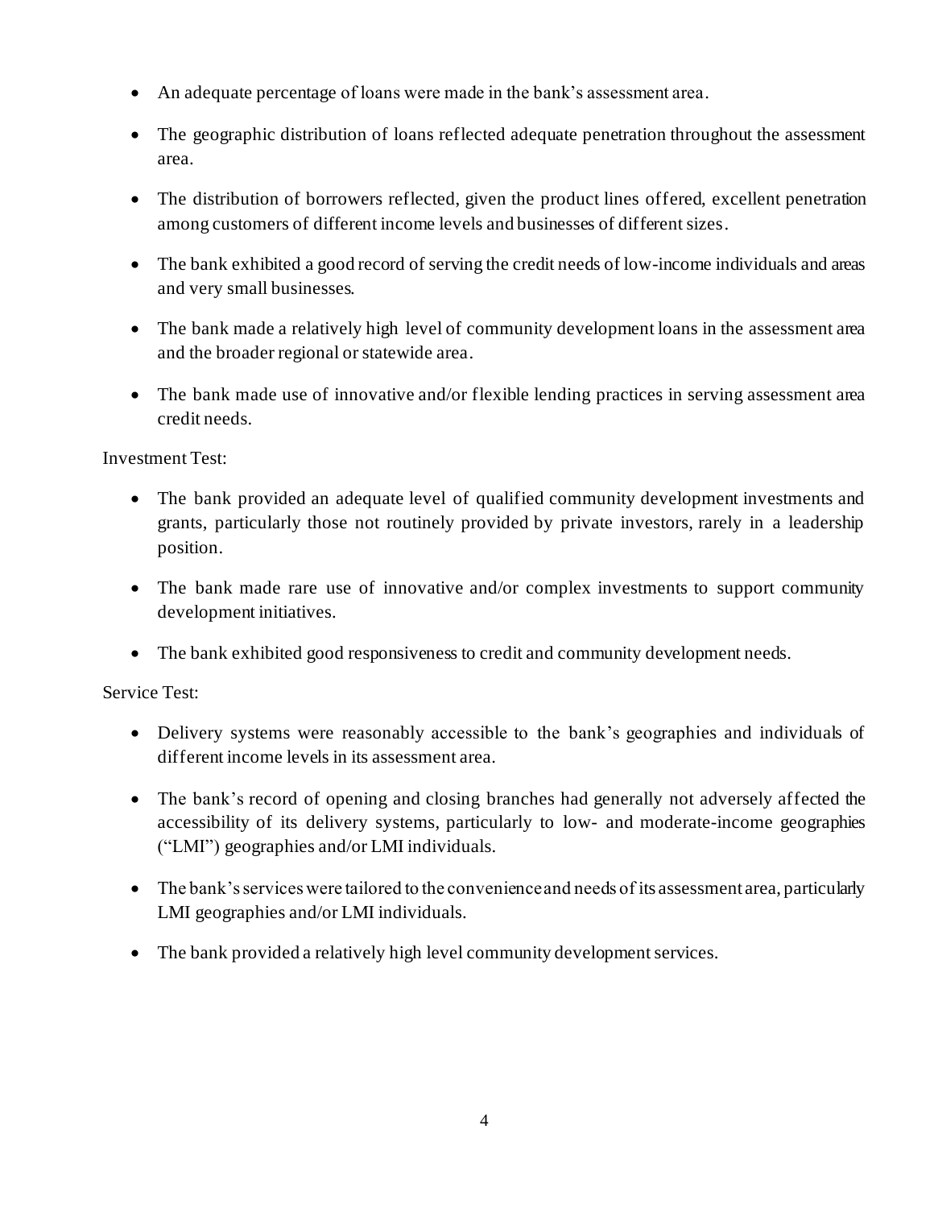- An adequate percentage of loans were made in the bank's assessment area.
- The geographic distribution of loans reflected adequate penetration throughout the assessment area.
- The distribution of borrowers reflected, given the product lines offered, excellent penetration among customers of different income levels and businesses of different sizes.
- The bank exhibited a good record of serving the credit needs of low-income individuals and areas and very small businesses.
- The bank made a relatively high level of community development loans in the assessment area and the broader regional or statewide area.
- The bank made use of innovative and/or flexible lending practices in serving assessment area credit needs.

Investment Test:

- The bank provided an adequate level of qualified community development investments and grants, particularly those not routinely provided by private investors, rarely in a leadership position.
- The bank made rare use of innovative and/or complex investments to support community development initiatives.
- The bank exhibited good responsiveness to credit and community development needs.

Service Test:

- Delivery systems were reasonably accessible to the bank's geographies and individuals of different income levels in its assessment area.
- The bank's record of opening and closing branches had generally not adversely affected the accessibility of its delivery systems, particularly to low- and moderate-income geographies ("LMI") geographies and/or LMI individuals.
- The bank's services were tailored to the convenience and needs of its assessment area, particularly LMI geographies and/or LMI individuals.
- The bank provided a relatively high level community development services.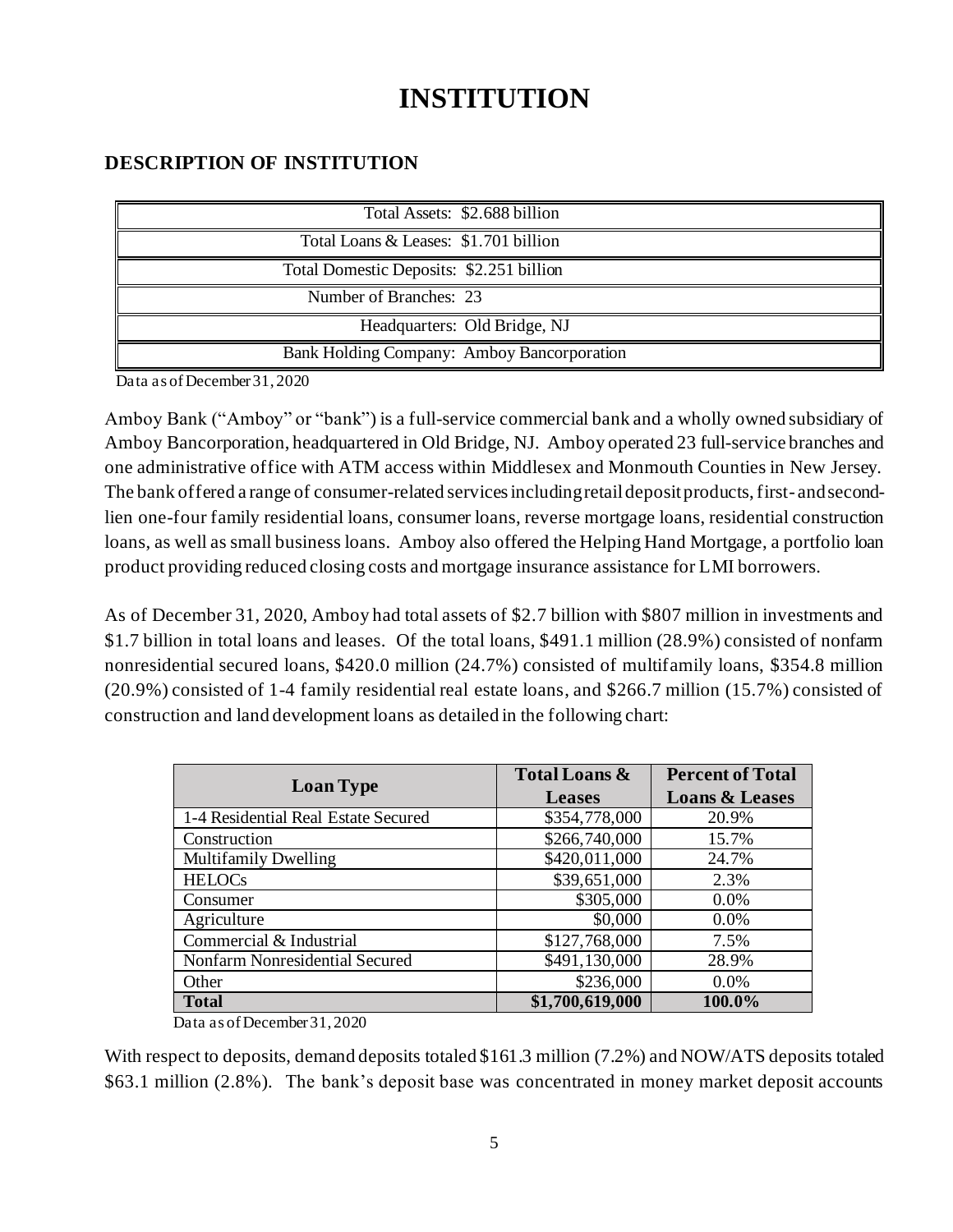# INSTITUTION

## DESCRIPTION OF INSTITUTION

| |
|---|
| Total Assets: $2.688 billion |
| Total Loans & Leases: $1.701 billion |
| Total Domestic Deposits: $2.251 billion |
| Number of Branches: 23 |
| Headquarters: Old Bridge, NJ |
| Bank Holding Company: Amboy Bancorporation |

Data as of December 31, 2020

Amboy Bank ("Amboy" or "bank") is a full-service commercial bank and a wholly owned subsidiary of Amboy Bancorporation, headquartered in Old Bridge, NJ. Amboy operated 23 full-service branches and one administrative office with ATM access within Middlesex and Monmouth Counties in New Jersey. The bank offered a range of consumer-related services including retail deposit products, first- and second-lien one-four family residential loans, consumer loans, reverse mortgage loans, residential construction loans, as well as small business loans. Amboy also offered the Helping Hand Mortgage, a portfolio loan product providing reduced closing costs and mortgage insurance assistance for LMI borrowers.

As of December 31, 2020, Amboy had total assets of $2.7 billion with $807 million in investments and $1.7 billion in total loans and leases. Of the total loans, $491.1 million (28.9%) consisted of nonfarm nonresidential secured loans, $420.0 million (24.7%) consisted of multifamily loans, $354.8 million (20.9%) consisted of 1-4 family residential real estate loans, and $266.7 million (15.7%) consisted of construction and land development loans as detailed in the following chart:

| Loan Type | Total Loans & Leases | Percent of Total Loans & Leases |
|---|---|---|
| 1-4 Residential Real Estate Secured | $354,778,000 | 20.9% |
| Construction | $266,740,000 | 15.7% |
| Multifamily Dwelling | $420,011,000 | 24.7% |
| HELOCs | $39,651,000 | 2.3% |
| Consumer | $305,000 | 0.0% |
| Agriculture | $0,000 | 0.0% |
| Commercial & Industrial | $127,768,000 | 7.5% |
| Nonfarm Nonresidential Secured | $491,130,000 | 28.9% |
| Other | $236,000 | 0.0% |
| **Total** | **$1,700,619,000** | **100.0%** |

Data as of December 31, 2020

With respect to deposits, demand deposits totaled $161.3 million (7.2%) and NOW/ATS deposits totaled $63.1 million (2.8%). The bank's deposit base was concentrated in money market deposit accounts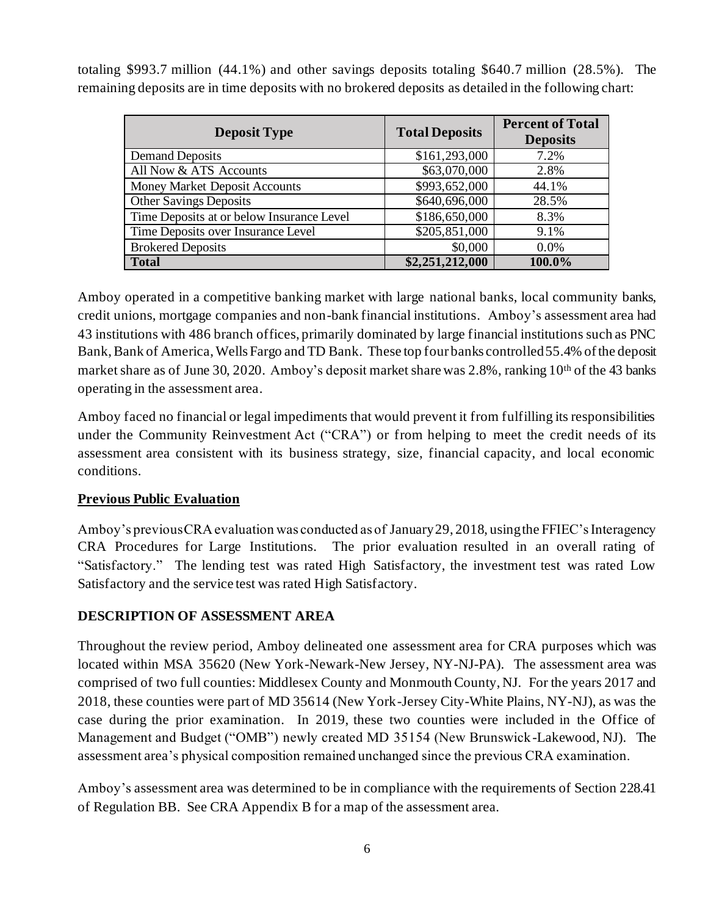totaling $993.7 million (44.1%) and other savings deposits totaling $640.7 million (28.5%). The remaining deposits are in time deposits with no brokered deposits as detailed in the following chart:

| Deposit Type | Total Deposits | Percent of Total Deposits |
|---|---|---|
| Demand Deposits | $161,293,000 | 7.2% |
| All Now & ATS Accounts | $63,070,000 | 2.8% |
| Money Market Deposit Accounts | $993,652,000 | 44.1% |
| Other Savings Deposits | $640,696,000 | 28.5% |
| Time Deposits at or below Insurance Level | $186,650,000 | 8.3% |
| Time Deposits over Insurance Level | $205,851,000 | 9.1% |
| Brokered Deposits | $0,000 | 0.0% |
| **Total** | **$2,251,212,000** | **100.0%** |

Amboy operated in a competitive banking market with large national banks, local community banks, credit unions, mortgage companies and non-bank financial institutions. Amboy's assessment area had 43 institutions with 486 branch offices, primarily dominated by large financial institutions such as PNC Bank, Bank of America, Wells Fargo and TD Bank. These top four banks controlled 55.4% of the deposit market share as of June 30, 2020. Amboy's deposit market share was 2.8%, ranking 10th of the 43 banks operating in the assessment area.

Amboy faced no financial or legal impediments that would prevent it from fulfilling its responsibilities under the Community Reinvestment Act ("CRA") or from helping to meet the credit needs of its assessment area consistent with its business strategy, size, financial capacity, and local economic conditions.

## Previous Public Evaluation

Amboy's previous CRA evaluation was conducted as of January 29, 2018, using the FFIEC's Interagency CRA Procedures for Large Institutions. The prior evaluation resulted in an overall rating of "Satisfactory." The lending test was rated High Satisfactory, the investment test was rated Low Satisfactory and the service test was rated High Satisfactory.

## DESCRIPTION OF ASSESSMENT AREA

Throughout the review period, Amboy delineated one assessment area for CRA purposes which was located within MSA 35620 (New York-Newark-New Jersey, NY-NJ-PA). The assessment area was comprised of two full counties: Middlesex County and Monmouth County, NJ. For the years 2017 and 2018, these counties were part of MD 35614 (New York-Jersey City-White Plains, NY-NJ), as was the case during the prior examination. In 2019, these two counties were included in the Office of Management and Budget ("OMB") newly created MD 35154 (New Brunswick-Lakewood, NJ). The assessment area's physical composition remained unchanged since the previous CRA examination.

Amboy's assessment area was determined to be in compliance with the requirements of Section 228.41 of Regulation BB. See CRA Appendix B for a map of the assessment area.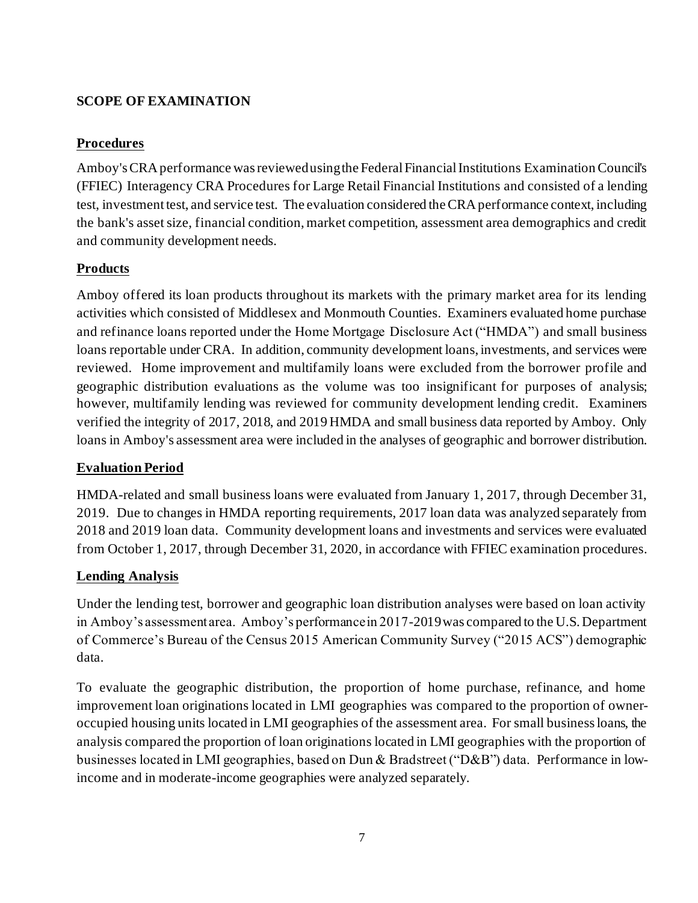## SCOPE OF EXAMINATION

### Procedures

Amboy's CRA performance was reviewed using the Federal Financial Institutions Examination Council's (FFIEC) Interagency CRA Procedures for Large Retail Financial Institutions and consisted of a lending test, investment test, and service test. The evaluation considered the CRA performance context, including the bank's asset size, financial condition, market competition, assessment area demographics and credit and community development needs.

### Products

Amboy offered its loan products throughout its markets with the primary market area for its lending activities which consisted of Middlesex and Monmouth Counties. Examiners evaluated home purchase and refinance loans reported under the Home Mortgage Disclosure Act ("HMDA") and small business loans reportable under CRA. In addition, community development loans, investments, and services were reviewed. Home improvement and multifamily loans were excluded from the borrower profile and geographic distribution evaluations as the volume was too insignificant for purposes of analysis; however, multifamily lending was reviewed for community development lending credit. Examiners verified the integrity of 2017, 2018, and 2019 HMDA and small business data reported by Amboy. Only loans in Amboy's assessment area were included in the analyses of geographic and borrower distribution.

### Evaluation Period

HMDA-related and small business loans were evaluated from January 1, 2017, through December 31, 2019. Due to changes in HMDA reporting requirements, 2017 loan data was analyzed separately from 2018 and 2019 loan data. Community development loans and investments and services were evaluated from October 1, 2017, through December 31, 2020, in accordance with FFIEC examination procedures.

### Lending Analysis

Under the lending test, borrower and geographic loan distribution analyses were based on loan activity in Amboy's assessment area. Amboy's performance in 2017-2019 was compared to the U.S. Department of Commerce's Bureau of the Census 2015 American Community Survey ("2015 ACS") demographic data.

To evaluate the geographic distribution, the proportion of home purchase, refinance, and home improvement loan originations located in LMI geographies was compared to the proportion of owner-occupied housing units located in LMI geographies of the assessment area. For small business loans, the analysis compared the proportion of loan originations located in LMI geographies with the proportion of businesses located in LMI geographies, based on Dun & Bradstreet ("D&B") data. Performance in low-income and in moderate-income geographies were analyzed separately.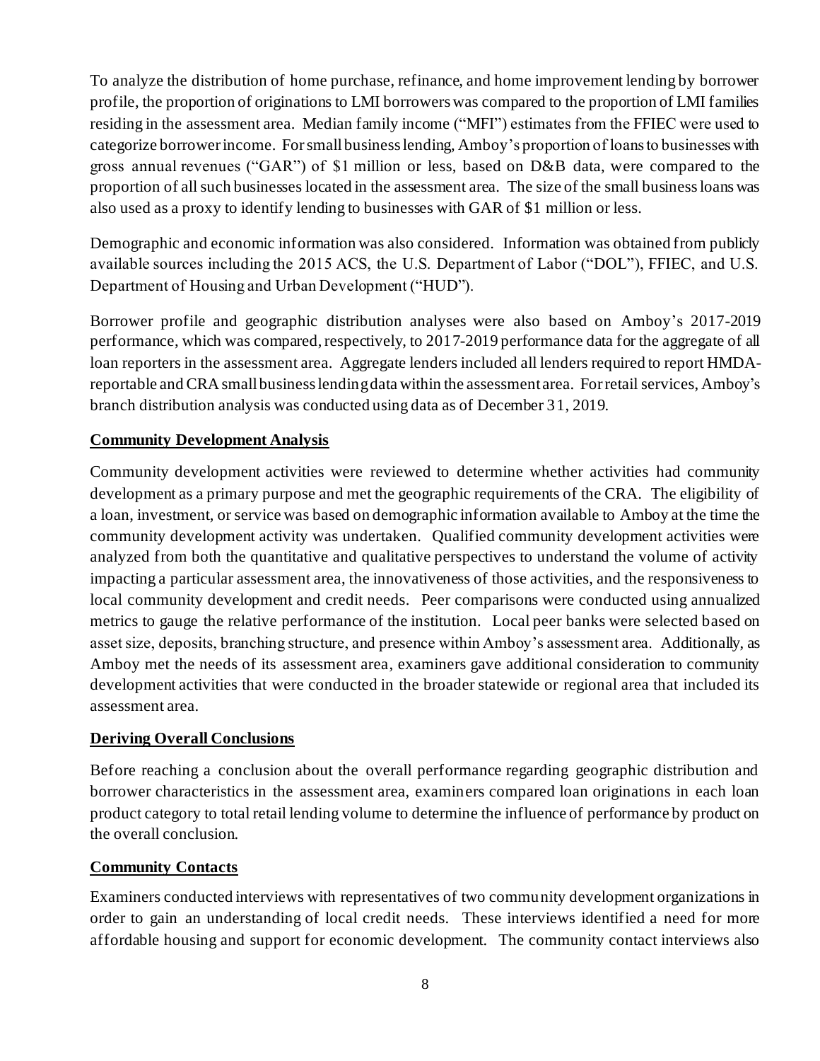To analyze the distribution of home purchase, refinance, and home improvement lending by borrower profile, the proportion of originations to LMI borrowers was compared to the proportion of LMI families residing in the assessment area. Median family income ("MFI") estimates from the FFIEC were used to categorize borrower income. For small business lending, Amboy's proportion of loans to businesses with gross annual revenues ("GAR") of $1 million or less, based on D&B data, were compared to the proportion of all such businesses located in the assessment area. The size of the small business loans was also used as a proxy to identify lending to businesses with GAR of $1 million or less.

Demographic and economic information was also considered. Information was obtained from publicly available sources including the 2015 ACS, the U.S. Department of Labor ("DOL"), FFIEC, and U.S. Department of Housing and Urban Development ("HUD").

Borrower profile and geographic distribution analyses were also based on Amboy's 2017-2019 performance, which was compared, respectively, to 2017-2019 performance data for the aggregate of all loan reporters in the assessment area. Aggregate lenders included all lenders required to report HMDA-reportable and CRA small business lending data within the assessment area. For retail services, Amboy's branch distribution analysis was conducted using data as of December 31, 2019.

**Community Development Analysis**

Community development activities were reviewed to determine whether activities had community development as a primary purpose and met the geographic requirements of the CRA. The eligibility of a loan, investment, or service was based on demographic information available to Amboy at the time the community development activity was undertaken. Qualified community development activities were analyzed from both the quantitative and qualitative perspectives to understand the volume of activity impacting a particular assessment area, the innovativeness of those activities, and the responsiveness to local community development and credit needs. Peer comparisons were conducted using annualized metrics to gauge the relative performance of the institution. Local peer banks were selected based on asset size, deposits, branching structure, and presence within Amboy's assessment area. Additionally, as Amboy met the needs of its assessment area, examiners gave additional consideration to community development activities that were conducted in the broader statewide or regional area that included its assessment area.

**Deriving Overall Conclusions**

Before reaching a conclusion about the overall performance regarding geographic distribution and borrower characteristics in the assessment area, examiners compared loan originations in each loan product category to total retail lending volume to determine the influence of performance by product on the overall conclusion.

**Community Contacts**

Examiners conducted interviews with representatives of two community development organizations in order to gain an understanding of local credit needs. These interviews identified a need for more affordable housing and support for economic development. The community contact interviews also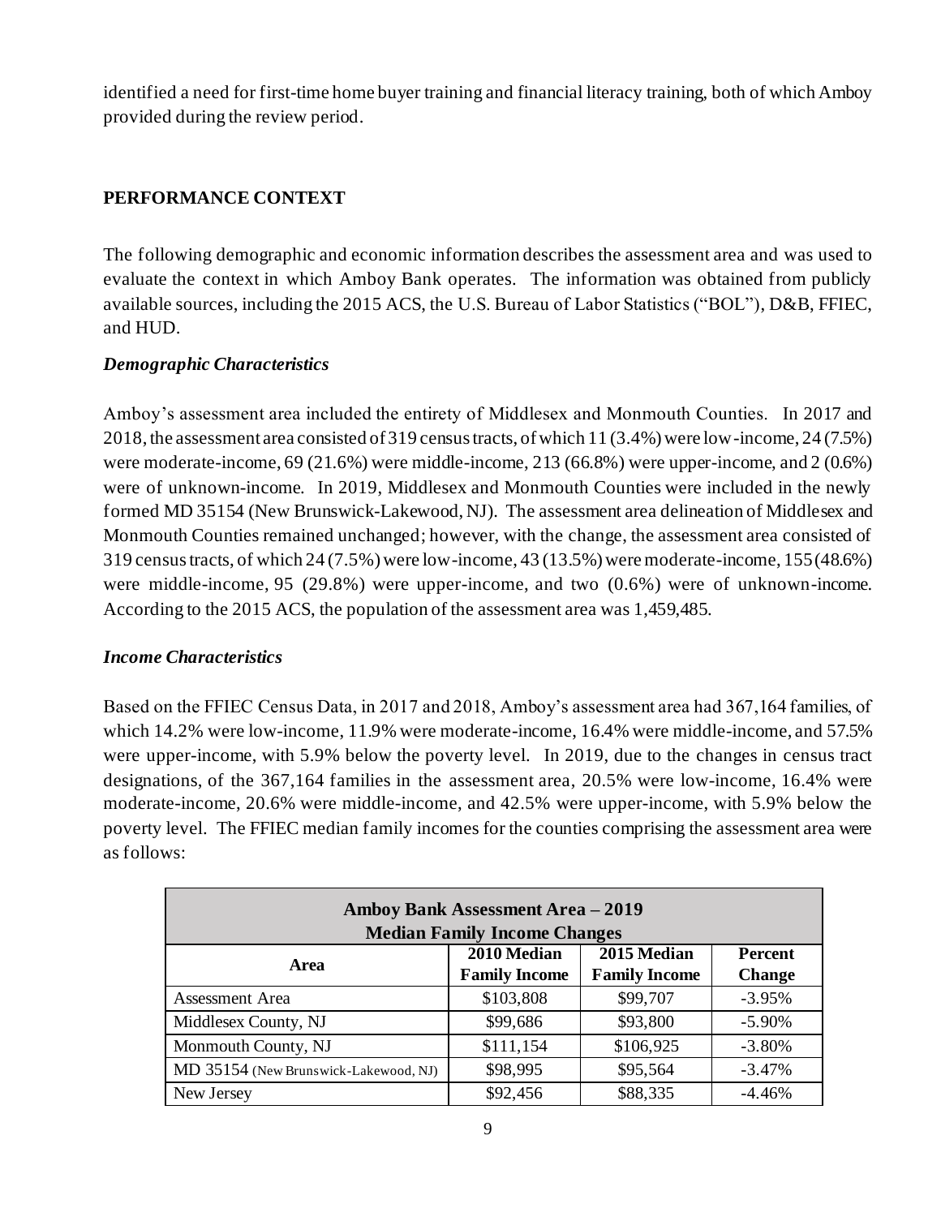identified a need for first-time home buyer training and financial literacy training, both of which Amboy provided during the review period.

## PERFORMANCE CONTEXT

The following demographic and economic information describes the assessment area and was used to evaluate the context in which Amboy Bank operates. The information was obtained from publicly available sources, including the 2015 ACS, the U.S. Bureau of Labor Statistics ("BOL"), D&B, FFIEC, and HUD.

### *Demographic Characteristics*

Amboy's assessment area included the entirety of Middlesex and Monmouth Counties. In 2017 and 2018, the assessment area consisted of 319 census tracts, of which 11 (3.4%) were low-income, 24 (7.5%) were moderate-income, 69 (21.6%) were middle-income, 213 (66.8%) were upper-income, and 2 (0.6%) were of unknown-income. In 2019, Middlesex and Monmouth Counties were included in the newly formed MD 35154 (New Brunswick-Lakewood, NJ). The assessment area delineation of Middlesex and Monmouth Counties remained unchanged; however, with the change, the assessment area consisted of 319 census tracts, of which 24 (7.5%) were low-income, 43 (13.5%) were moderate-income, 155 (48.6%) were middle-income, 95 (29.8%) were upper-income, and two (0.6%) were of unknown-income. According to the 2015 ACS, the population of the assessment area was 1,459,485.

### *Income Characteristics*

Based on the FFIEC Census Data, in 2017 and 2018, Amboy's assessment area had 367,164 families, of which 14.2% were low-income, 11.9% were moderate-income, 16.4% were middle-income, and 57.5% were upper-income, with 5.9% below the poverty level. In 2019, due to the changes in census tract designations, of the 367,164 families in the assessment area, 20.5% were low-income, 16.4% were moderate-income, 20.6% were middle-income, and 42.5% were upper-income, with 5.9% below the poverty level. The FFIEC median family incomes for the counties comprising the assessment area were as follows:

| Amboy Bank Assessment Area – 2019<br>Median Family Income Changes | | | |
|---|---|---|---|
| **Area** | **2010 Median Family Income** | **2015 Median Family Income** | **Percent Change** |
| Assessment Area | \$103,808 | \$99,707 | -3.95% |
| Middlesex County, NJ | \$99,686 | \$93,800 | -5.90% |
| Monmouth County, NJ | \$111,154 | \$106,925 | -3.80% |
| MD 35154 (New Brunswick-Lakewood, NJ) | \$98,995 | \$95,564 | -3.47% |
| New Jersey | \$92,456 | \$88,335 | -4.46% |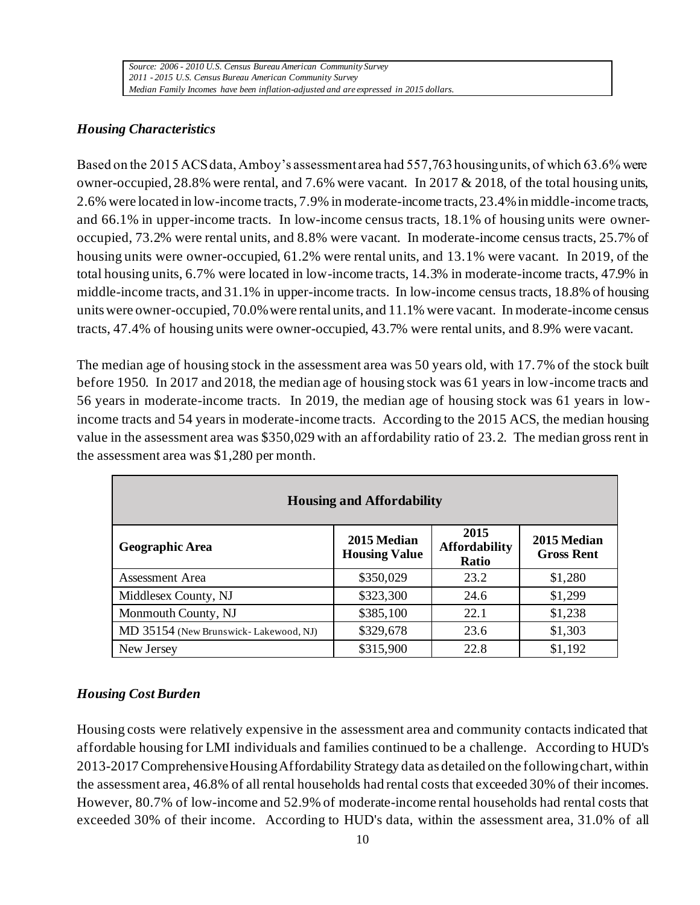*Source: 2006 - 2010 U.S. Census Bureau American Community Survey*
*2011 - 2015 U.S. Census Bureau American Community Survey*
*Median Family Incomes have been inflation-adjusted and are expressed in 2015 dollars.*

### *Housing Characteristics*

Based on the 2015 ACS data, Amboy's assessment area had 557,763 housing units, of which 63.6% were owner-occupied, 28.8% were rental, and 7.6% were vacant. In 2017 & 2018, of the total housing units, 2.6% were located in low-income tracts, 7.9% in moderate-income tracts, 23.4% in middle-income tracts, and 66.1% in upper-income tracts. In low-income census tracts, 18.1% of housing units were owner-occupied, 73.2% were rental units, and 8.8% were vacant. In moderate-income census tracts, 25.7% of housing units were owner-occupied, 61.2% were rental units, and 13.1% were vacant. In 2019, of the total housing units, 6.7% were located in low-income tracts, 14.3% in moderate-income tracts, 47.9% in middle-income tracts, and 31.1% in upper-income tracts. In low-income census tracts, 18.8% of housing units were owner-occupied, 70.0% were rental units, and 11.1% were vacant. In moderate-income census tracts, 47.4% of housing units were owner-occupied, 43.7% were rental units, and 8.9% were vacant.

The median age of housing stock in the assessment area was 50 years old, with 17.7% of the stock built before 1950. In 2017 and 2018, the median age of housing stock was 61 years in low-income tracts and 56 years in moderate-income tracts. In 2019, the median age of housing stock was 61 years in low-income tracts and 54 years in moderate-income tracts. According to the 2015 ACS, the median housing value in the assessment area was $350,029 with an affordability ratio of 23.2. The median gross rent in the assessment area was $1,280 per month.

| Housing and Affordability | | | |
|---|---|---|---|
| **Geographic Area** | **2015 Median Housing Value** | **2015 Affordability Ratio** | **2015 Median Gross Rent** |
| Assessment Area | $350,029 | 23.2 | $1,280 |
| Middlesex County, NJ | $323,300 | 24.6 | $1,299 |
| Monmouth County, NJ | $385,100 | 22.1 | $1,238 |
| MD 35154 (New Brunswick- Lakewood, NJ) | $329,678 | 23.6 | $1,303 |
| New Jersey | $315,900 | 22.8 | $1,192 |

### *Housing Cost Burden*

Housing costs were relatively expensive in the assessment area and community contacts indicated that affordable housing for LMI individuals and families continued to be a challenge. According to HUD's 2013-2017 Comprehensive Housing Affordability Strategy data as detailed on the following chart, within the assessment area, 46.8% of all rental households had rental costs that exceeded 30% of their incomes. However, 80.7% of low-income and 52.9% of moderate-income rental households had rental costs that exceeded 30% of their income. According to HUD's data, within the assessment area, 31.0% of all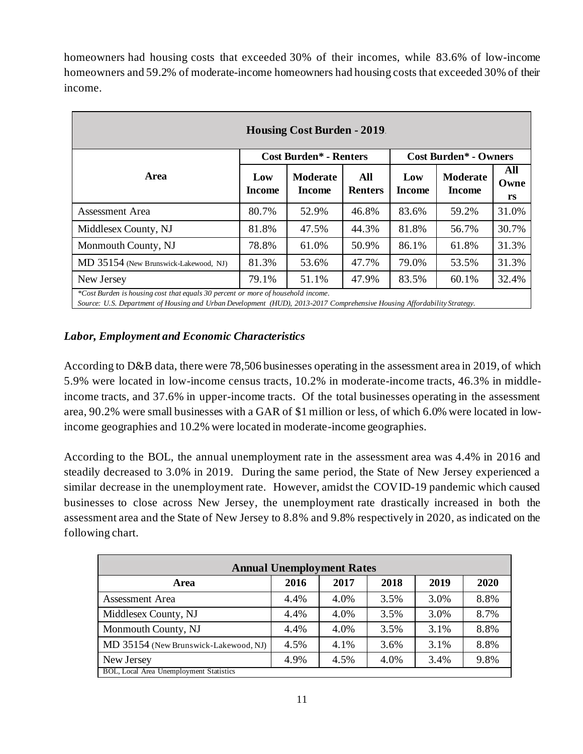homeowners had housing costs that exceeded 30% of their incomes, while 83.6% of low-income homeowners and 59.2% of moderate-income homeowners had housing costs that exceeded 30% of their income.

| Housing Cost Burden - 2019 | | | | | | |
|---|---|---|---|---|---|---|
| Area | Cost Burden* - Renters | | | Cost Burden* - Owners | | |
| | Low Income | Moderate Income | All Renters | Low Income | Moderate Income | All Owners |
| Assessment Area | 80.7% | 52.9% | 46.8% | 83.6% | 59.2% | 31.0% |
| Middlesex County, NJ | 81.8% | 47.5% | 44.3% | 81.8% | 56.7% | 30.7% |
| Monmouth County, NJ | 78.8% | 61.0% | 50.9% | 86.1% | 61.8% | 31.3% |
| MD 35154 (New Brunswick-Lakewood, NJ) | 81.3% | 53.6% | 47.7% | 79.0% | 53.5% | 31.3% |
| New Jersey | 79.1% | 51.1% | 47.9% | 83.5% | 60.1% | 32.4% |

*Cost Burden is housing cost that equals 30 percent or more of household income.
Source: U.S. Department of Housing and Urban Development (HUD), 2013-2017 Comprehensive Housing Affordability Strategy.

***Labor, Employment and Economic Characteristics***

According to D&B data, there were 78,506 businesses operating in the assessment area in 2019, of which 5.9% were located in low-income census tracts, 10.2% in moderate-income tracts, 46.3% in middle-income tracts, and 37.6% in upper-income tracts. Of the total businesses operating in the assessment area, 90.2% were small businesses with a GAR of $1 million or less, of which 6.0% were located in low-income geographies and 10.2% were located in moderate-income geographies.

According to the BOL, the annual unemployment rate in the assessment area was 4.4% in 2016 and steadily decreased to 3.0% in 2019. During the same period, the State of New Jersey experienced a similar decrease in the unemployment rate. However, amidst the COVID-19 pandemic which caused businesses to close across New Jersey, the unemployment rate drastically increased in both the assessment area and the State of New Jersey to 8.8% and 9.8% respectively in 2020, as indicated on the following chart.

| Annual Unemployment Rates | | | | | |
|---|---|---|---|---|---|
| Area | 2016 | 2017 | 2018 | 2019 | 2020 |
| Assessment Area | 4.4% | 4.0% | 3.5% | 3.0% | 8.8% |
| Middlesex County, NJ | 4.4% | 4.0% | 3.5% | 3.0% | 8.7% |
| Monmouth County, NJ | 4.4% | 4.0% | 3.5% | 3.1% | 8.8% |
| MD 35154 (New Brunswick-Lakewood, NJ) | 4.5% | 4.1% | 3.6% | 3.1% | 8.8% |
| New Jersey | 4.9% | 4.5% | 4.0% | 3.4% | 9.8% |

BOL, Local Area Unemployment Statistics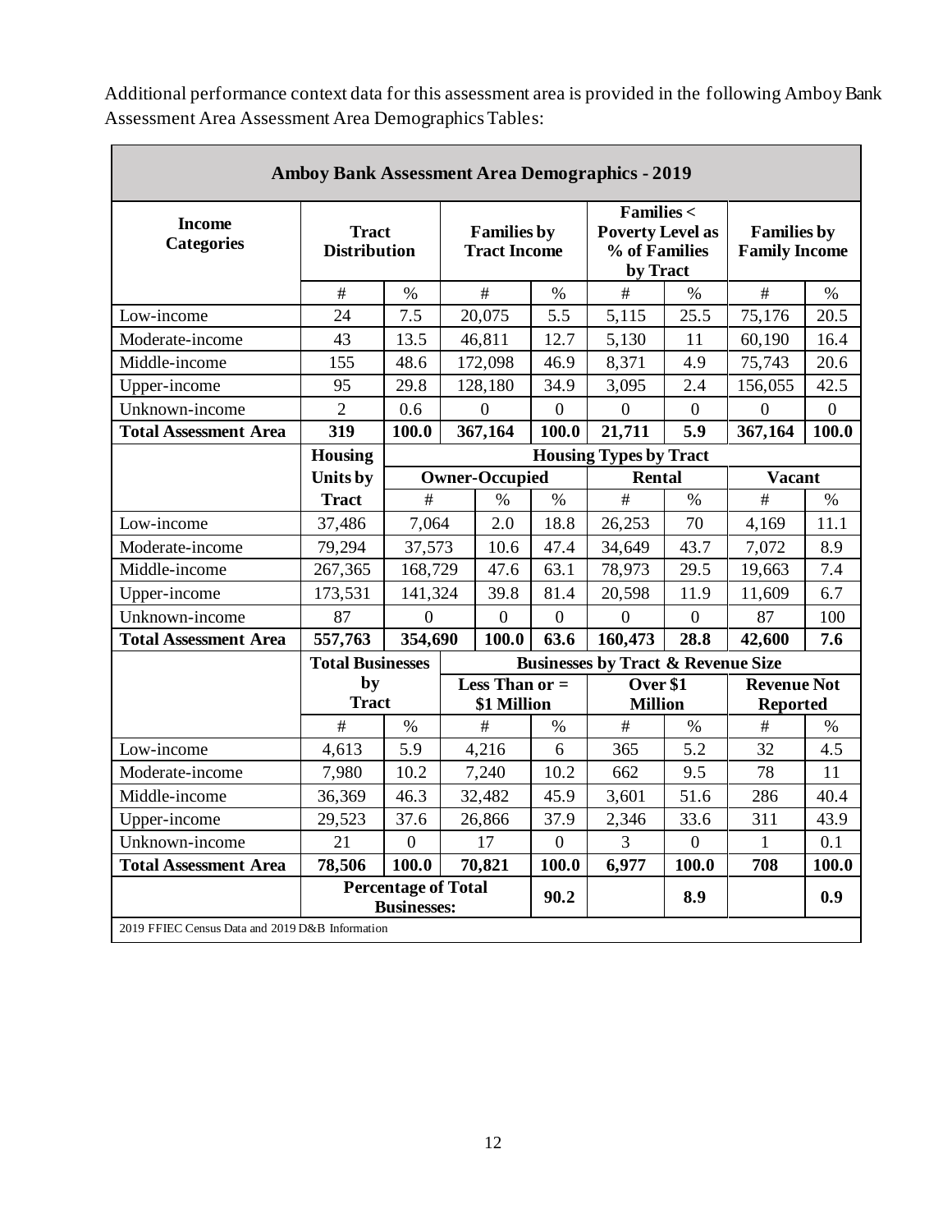Additional performance context data for this assessment area is provided in the following Amboy Bank Assessment Area Assessment Area Demographics Tables:

| Amboy Bank Assessment Area Demographics - 2019 | | | | | | | | |
|---|---|---|---|---|---|---|---|---|
| Income Categories | Tract Distribution | | Families by Tract Income | | Families < Poverty Level as % of Families by Tract | | Families by Family Income | |
| | # | % | # | % | # | % | # | % |
| Low-income | 24 | 7.5 | 20,075 | 5.5 | 5,115 | 25.5 | 75,176 | 20.5 |
| Moderate-income | 43 | 13.5 | 46,811 | 12.7 | 5,130 | 11 | 60,190 | 16.4 |
| Middle-income | 155 | 48.6 | 172,098 | 46.9 | 8,371 | 4.9 | 75,743 | 20.6 |
| Upper-income | 95 | 29.8 | 128,180 | 34.9 | 3,095 | 2.4 | 156,055 | 42.5 |
| Unknown-income | 2 | 0.6 | 0 | 0 | 0 | 0 | 0 | 0 |
| **Total Assessment Area** | **319** | **100.0** | **367,164** | **100.0** | **21,711** | **5.9** | **367,164** | **100.0** |
| | **Housing Units by Tract** | **Housing Types by Tract** | | | | | | |
| | | **Owner-Occupied** | | | **Rental** | | **Vacant** | |
| | | # | % | % | # | % | # | % |
| Low-income | 37,486 | 7,064 | 2.0 | 18.8 | 26,253 | 70 | 4,169 | 11.1 |
| Moderate-income | 79,294 | 37,573 | 10.6 | 47.4 | 34,649 | 43.7 | 7,072 | 8.9 |
| Middle-income | 267,365 | 168,729 | 47.6 | 63.1 | 78,973 | 29.5 | 19,663 | 7.4 |
| Upper-income | 173,531 | 141,324 | 39.8 | 81.4 | 20,598 | 11.9 | 11,609 | 6.7 |
| Unknown-income | 87 | 0 | 0 | 0 | 0 | 0 | 87 | 100 |
| **Total Assessment Area** | **557,763** | **354,690** | **100.0** | **63.6** | **160,473** | **28.8** | **42,600** | **7.6** |
| | **Total Businesses by Tract** | | **Businesses by Tract & Revenue Size** | | | | | |
| | | | **Less Than or = $1 Million** | | **Over $1 Million** | | **Revenue Not Reported** | |
| | # | % | # | % | # | % | # | % |
| Low-income | 4,613 | 5.9 | 4,216 | 6 | 365 | 5.2 | 32 | 4.5 |
| Moderate-income | 7,980 | 10.2 | 7,240 | 10.2 | 662 | 9.5 | 78 | 11 |
| Middle-income | 36,369 | 46.3 | 32,482 | 45.9 | 3,601 | 51.6 | 286 | 40.4 |
| Upper-income | 29,523 | 37.6 | 26,866 | 37.9 | 2,346 | 33.6 | 311 | 43.9 |
| Unknown-income | 21 | 0 | 17 | 0 | 3 | 0 | 1 | 0.1 |
| **Total Assessment Area** | **78,506** | **100.0** | **70,821** | **100.0** | **6,977** | **100.0** | **708** | **100.0** |
| | **Percentage of Total Businesses:** | | | **90.2** | | **8.9** | | **0.9** |

2019 FFIEC Census Data and 2019 D&B Information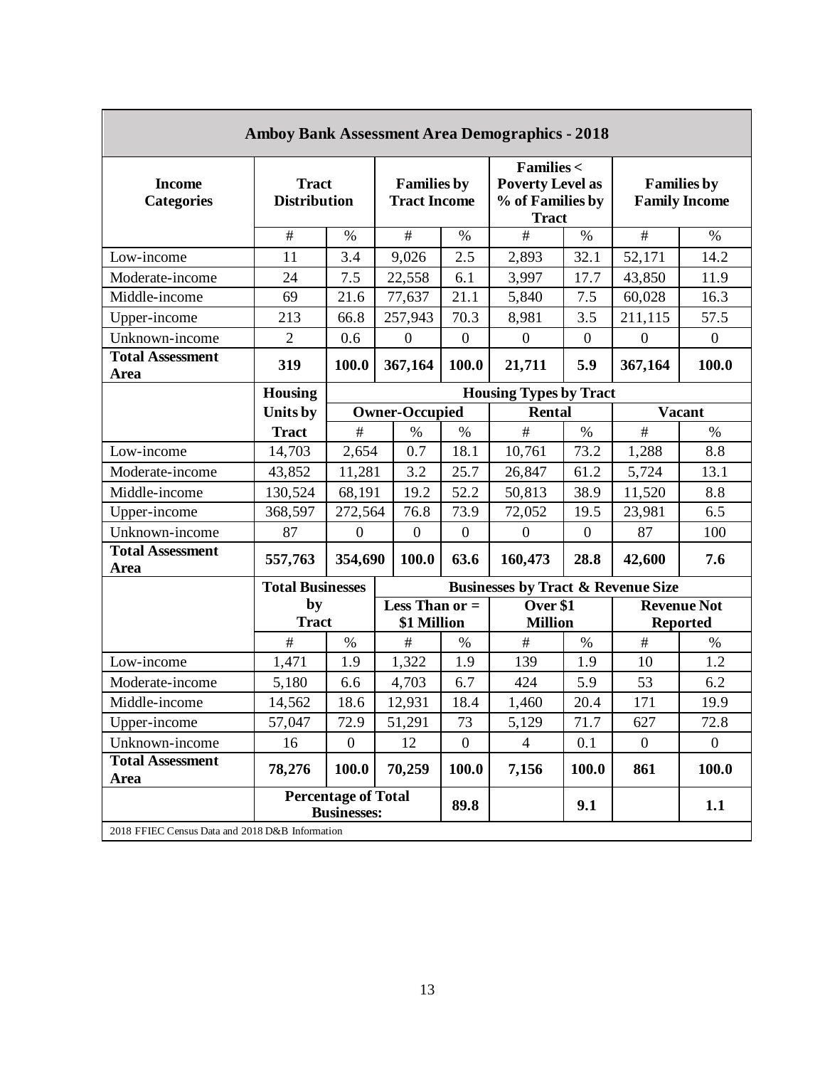| **Amboy Bank Assessment Area Demographics - 2018** | | | | | | | | |
|---|---|---|---|---|---|---|---|---|
| **Income Categories** | **Tract Distribution** | | **Families by Tract Income** | | **Families < Poverty Level as % of Families by Tract** | | **Families by Family Income** | |
| | # | % | # | % | # | % | # | % |
| Low-income | 11 | 3.4 | 9,026 | 2.5 | 2,893 | 32.1 | 52,171 | 14.2 |
| Moderate-income | 24 | 7.5 | 22,558 | 6.1 | 3,997 | 17.7 | 43,850 | 11.9 |
| Middle-income | 69 | 21.6 | 77,637 | 21.1 | 5,840 | 7.5 | 60,028 | 16.3 |
| Upper-income | 213 | 66.8 | 257,943 | 70.3 | 8,981 | 3.5 | 211,115 | 57.5 |
| Unknown-income | 2 | 0.6 | 0 | 0 | 0 | 0 | 0 | 0 |
| **Total Assessment Area** | **319** | **100.0** | **367,164** | **100.0** | **21,711** | **5.9** | **367,164** | **100.0** |
| | **Housing Units by Tract** | **Housing Types by Tract** | | | | | | |
| | | **Owner-Occupied** | | | **Rental** | | **Vacant** | |
| | | # | % | % | # | % | # | % |
| Low-income | 14,703 | 2,654 | 0.7 | 18.1 | 10,761 | 73.2 | 1,288 | 8.8 |
| Moderate-income | 43,852 | 11,281 | 3.2 | 25.7 | 26,847 | 61.2 | 5,724 | 13.1 |
| Middle-income | 130,524 | 68,191 | 19.2 | 52.2 | 50,813 | 38.9 | 11,520 | 8.8 |
| Upper-income | 368,597 | 272,564 | 76.8 | 73.9 | 72,052 | 19.5 | 23,981 | 6.5 |
| Unknown-income | 87 | 0 | 0 | 0 | 0 | 0 | 87 | 100 |
| **Total Assessment Area** | **557,763** | **354,690** | **100.0** | **63.6** | **160,473** | **28.8** | **42,600** | **7.6** |
| | **Total Businesses by Tract** | | **Businesses by Tract & Revenue Size** | | | | | |
| | | | **Less Than or = $1 Million** | | **Over $1 Million** | | **Revenue Not Reported** | |
| | # | % | # | % | # | % | # | % |
| Low-income | 1,471 | 1.9 | 1,322 | 1.9 | 139 | 1.9 | 10 | 1.2 |
| Moderate-income | 5,180 | 6.6 | 4,703 | 6.7 | 424 | 5.9 | 53 | 6.2 |
| Middle-income | 14,562 | 18.6 | 12,931 | 18.4 | 1,460 | 20.4 | 171 | 19.9 |
| Upper-income | 57,047 | 72.9 | 51,291 | 73 | 5,129 | 71.7 | 627 | 72.8 |
| Unknown-income | 16 | 0 | 12 | 0 | 4 | 0.1 | 0 | 0 |
| **Total Assessment Area** | **78,276** | **100.0** | **70,259** | **100.0** | **7,156** | **100.0** | **861** | **100.0** |
| | **Percentage of Total Businesses:** | | | **89.8** | | **9.1** | | **1.1** |

2018 FFIEC Census Data and 2018 D&B Information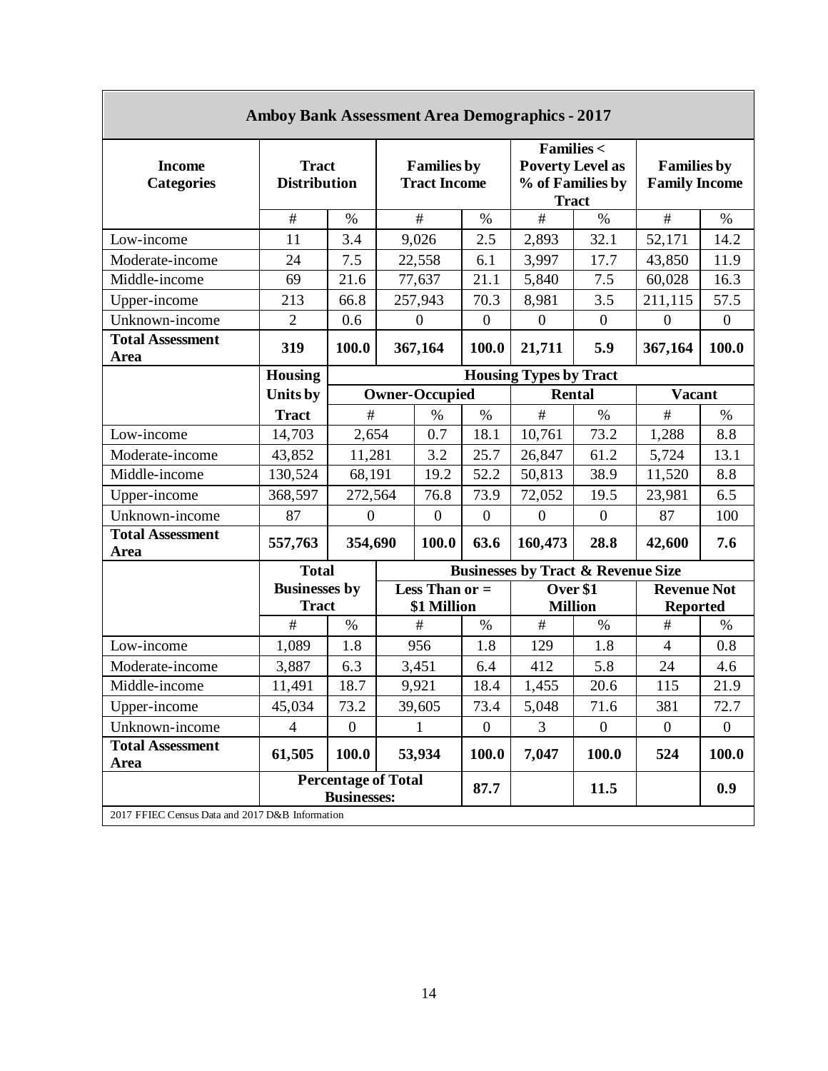| **Amboy Bank Assessment Area Demographics - 2017** | | | | | | | | |
|---|---|---|---|---|---|---|---|---|
| **Income Categories** | **Tract Distribution** | | **Families by Tract Income** | | **Families < Poverty Level as % of Families by Tract** | | **Families by Family Income** | |
| | # | % | # | % | # | % | # | % |
| Low-income | 11 | 3.4 | 9,026 | 2.5 | 2,893 | 32.1 | 52,171 | 14.2 |
| Moderate-income | 24 | 7.5 | 22,558 | 6.1 | 3,997 | 17.7 | 43,850 | 11.9 |
| Middle-income | 69 | 21.6 | 77,637 | 21.1 | 5,840 | 7.5 | 60,028 | 16.3 |
| Upper-income | 213 | 66.8 | 257,943 | 70.3 | 8,981 | 3.5 | 211,115 | 57.5 |
| Unknown-income | 2 | 0.6 | 0 | 0 | 0 | 0 | 0 | 0 |
| **Total Assessment Area** | **319** | **100.0** | **367,164** | **100.0** | **21,711** | **5.9** | **367,164** | **100.0** |

| | **Housing Units by Tract** | **Housing Types by Tract** | | | | | | |
|---|---|---|---|---|---|---|---|---|
| | | **Owner-Occupied** | | | **Rental** | | **Vacant** | |
| | | # | % | % | # | % | # | % |
| Low-income | 14,703 | 2,654 | 0.7 | 18.1 | 10,761 | 73.2 | 1,288 | 8.8 |
| Moderate-income | 43,852 | 11,281 | 3.2 | 25.7 | 26,847 | 61.2 | 5,724 | 13.1 |
| Middle-income | 130,524 | 68,191 | 19.2 | 52.2 | 50,813 | 38.9 | 11,520 | 8.8 |
| Upper-income | 368,597 | 272,564 | 76.8 | 73.9 | 72,052 | 19.5 | 23,981 | 6.5 |
| Unknown-income | 87 | 0 | 0 | 0 | 0 | 0 | 87 | 100 |
| **Total Assessment Area** | **557,763** | **354,690** | **100.0** | **63.6** | **160,473** | **28.8** | **42,600** | **7.6** |

| | **Total Businesses by Tract** | | **Businesses by Tract & Revenue Size** | | | | | |
|---|---|---|---|---|---|---|---|---|
| | | | **Less Than or = $1 Million** | | **Over $1 Million** | | **Revenue Not Reported** | |
| | # | % | # | % | # | % | # | % |
| Low-income | 1,089 | 1.8 | 956 | 1.8 | 129 | 1.8 | 4 | 0.8 |
| Moderate-income | 3,887 | 6.3 | 3,451 | 6.4 | 412 | 5.8 | 24 | 4.6 |
| Middle-income | 11,491 | 18.7 | 9,921 | 18.4 | 1,455 | 20.6 | 115 | 21.9 |
| Upper-income | 45,034 | 73.2 | 39,605 | 73.4 | 5,048 | 71.6 | 381 | 72.7 |
| Unknown-income | 4 | 0 | 1 | 0 | 3 | 0 | 0 | 0 |
| **Total Assessment Area** | **61,505** | **100.0** | **53,934** | **100.0** | **7,047** | **100.0** | **524** | **100.0** |
| | **Percentage of Total Businesses:** | | | **87.7** | | **11.5** | | **0.9** |

2017 FFIEC Census Data and 2017 D&B Information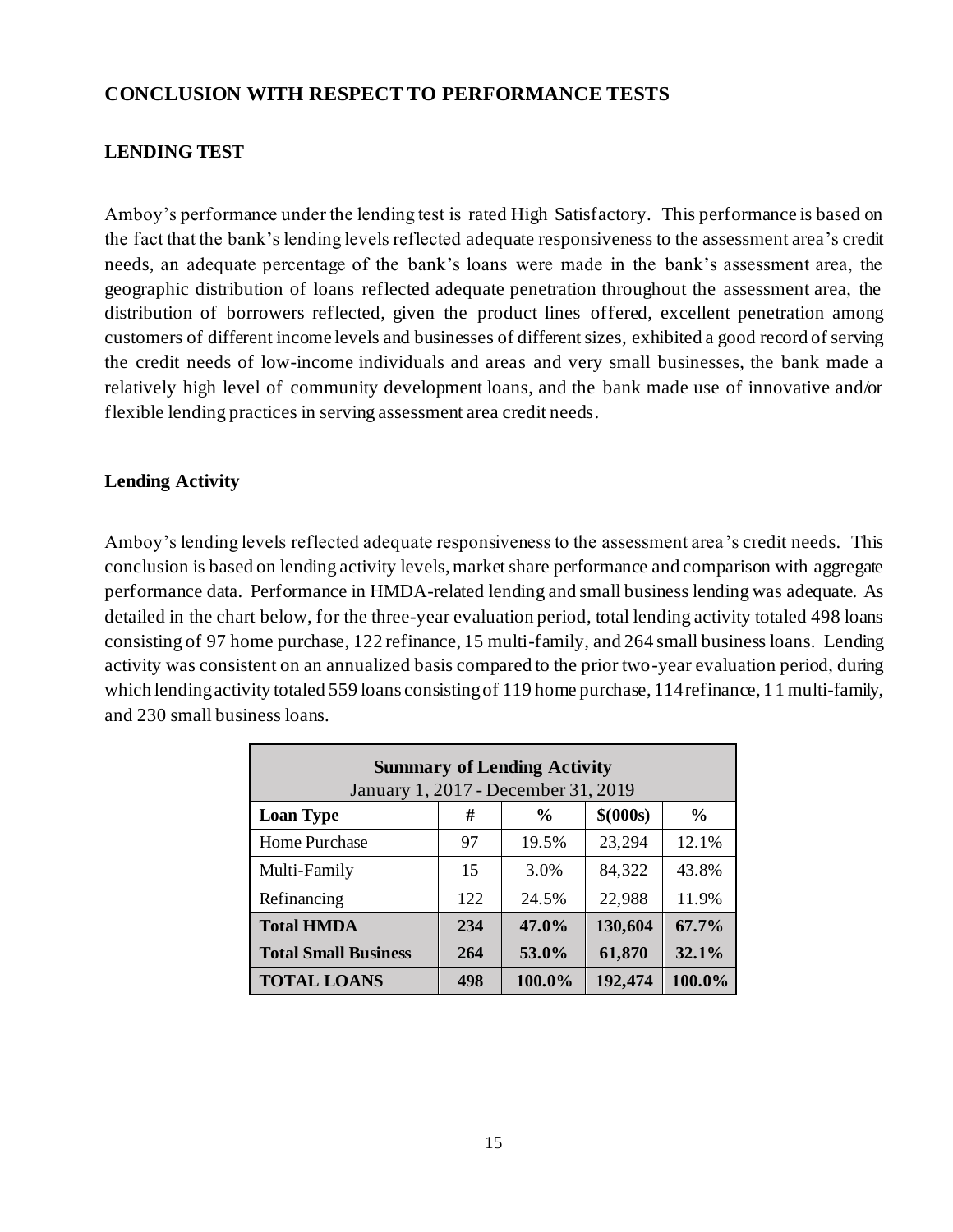## CONCLUSION WITH RESPECT TO PERFORMANCE TESTS

### LENDING TEST

Amboy's performance under the lending test is rated High Satisfactory. This performance is based on the fact that the bank's lending levels reflected adequate responsiveness to the assessment area's credit needs, an adequate percentage of the bank's loans were made in the bank's assessment area, the geographic distribution of loans reflected adequate penetration throughout the assessment area, the distribution of borrowers reflected, given the product lines offered, excellent penetration among customers of different income levels and businesses of different sizes, exhibited a good record of serving the credit needs of low-income individuals and areas and very small businesses, the bank made a relatively high level of community development loans, and the bank made use of innovative and/or flexible lending practices in serving assessment area credit needs.

#### Lending Activity

Amboy's lending levels reflected adequate responsiveness to the assessment area's credit needs. This conclusion is based on lending activity levels, market share performance and comparison with aggregate performance data. Performance in HMDA-related lending and small business lending was adequate. As detailed in the chart below, for the three-year evaluation period, total lending activity totaled 498 loans consisting of 97 home purchase, 122 refinance, 15 multi-family, and 264 small business loans. Lending activity was consistent on an annualized basis compared to the prior two-year evaluation period, during which lending activity totaled 559 loans consisting of 119 home purchase, 114 refinance, 11 multi-family, and 230 small business loans.

| **Summary of Lending Activity**<br>January 1, 2017 - December 31, 2019 | | | | |
|---|---|---|---|---|
| **Loan Type** | **#** | **%** | **$(000s)** | **%** |
| Home Purchase | 97 | 19.5% | 23,294 | 12.1% |
| Multi-Family | 15 | 3.0% | 84,322 | 43.8% |
| Refinancing | 122 | 24.5% | 22,988 | 11.9% |
| **Total HMDA** | **234** | **47.0%** | **130,604** | **67.7%** |
| **Total Small Business** | **264** | **53.0%** | **61,870** | **32.1%** |
| **TOTAL LOANS** | **498** | **100.0%** | **192,474** | **100.0%** |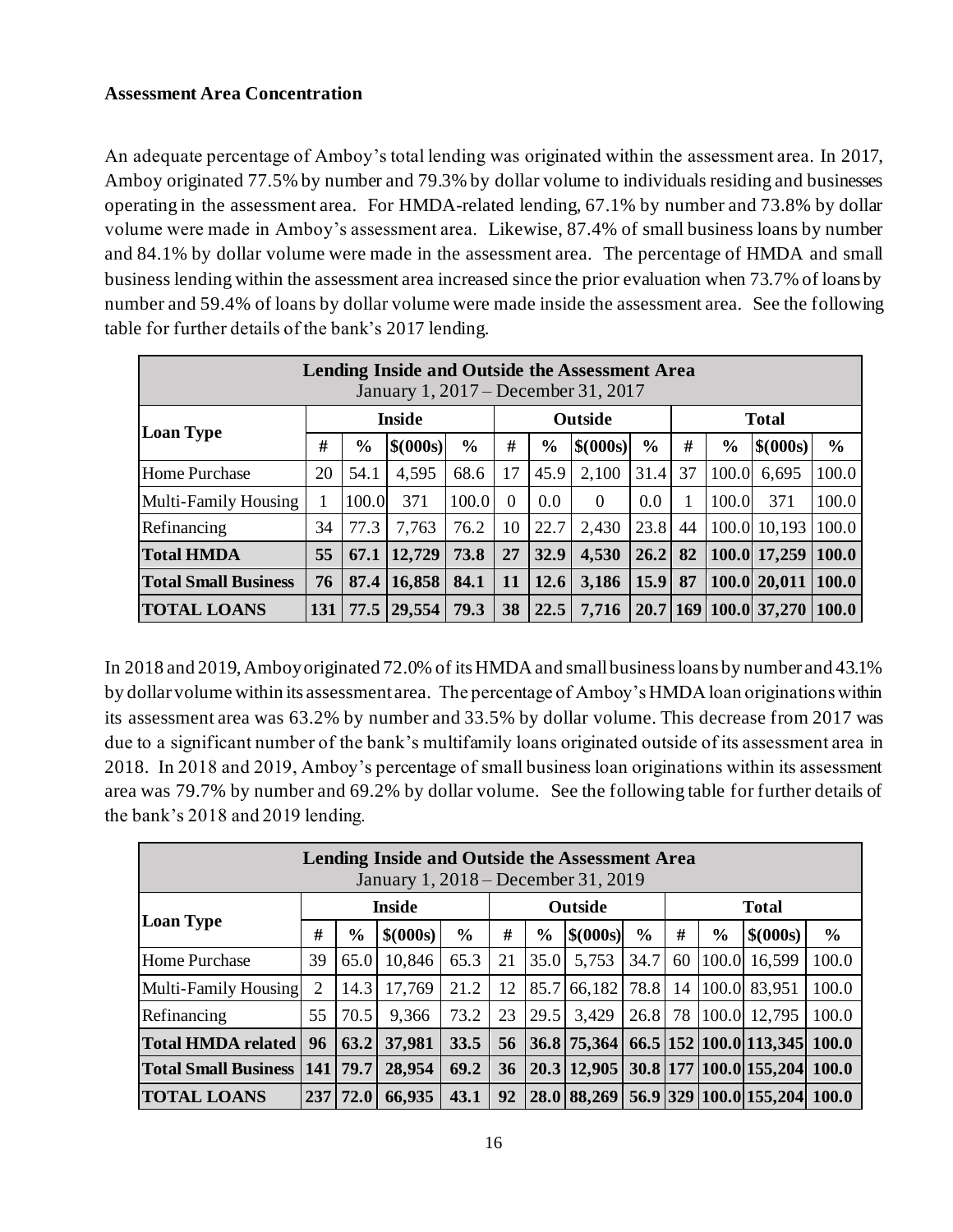**Assessment Area Concentration**

An adequate percentage of Amboy's total lending was originated within the assessment area. In 2017, Amboy originated 77.5% by number and 79.3% by dollar volume to individuals residing and businesses operating in the assessment area. For HMDA-related lending, 67.1% by number and 73.8% by dollar volume were made in Amboy's assessment area. Likewise, 87.4% of small business loans by number and 84.1% by dollar volume were made in the assessment area. The percentage of HMDA and small business lending within the assessment area increased since the prior evaluation when 73.7% of loans by number and 59.4% of loans by dollar volume were made inside the assessment area. See the following table for further details of the bank's 2017 lending.

| Lending Inside and Outside the Assessment Area<br>January 1, 2017 – December 31, 2017 | | | | | | | | | | | | |
|---|---|---|---|---|---|---|---|---|---|---|---|---|
| **Loan Type** | **Inside** | | | | **Outside** | | | | **Total** | | | |
| | **#** | **%** | **$(000s)** | **%** | **#** | **%** | **$(000s)** | **%** | **#** | **%** | **$(000s)** | **%** |
| Home Purchase | 20 | 54.1 | 4,595 | 68.6 | 17 | 45.9 | 2,100 | 31.4 | 37 | 100.0 | 6,695 | 100.0 |
| Multi-Family Housing | 1 | 100.0 | 371 | 100.0 | 0 | 0.0 | 0 | 0.0 | 1 | 100.0 | 371 | 100.0 |
| Refinancing | 34 | 77.3 | 7,763 | 76.2 | 10 | 22.7 | 2,430 | 23.8 | 44 | 100.0 | 10,193 | 100.0 |
| **Total HMDA** | **55** | **67.1** | **12,729** | **73.8** | **27** | **32.9** | **4,530** | **26.2** | **82** | **100.0** | **17,259** | **100.0** |
| **Total Small Business** | **76** | **87.4** | **16,858** | **84.1** | **11** | **12.6** | **3,186** | **15.9** | **87** | **100.0** | **20,011** | **100.0** |
| **TOTAL LOANS** | **131** | **77.5** | **29,554** | **79.3** | **38** | **22.5** | **7,716** | **20.7** | **169** | **100.0** | **37,270** | **100.0** |

In 2018 and 2019, Amboy originated 72.0% of its HMDA and small business loans by number and 43.1% by dollar volume within its assessment area. The percentage of Amboy's HMDA loan originations within its assessment area was 63.2% by number and 33.5% by dollar volume. This decrease from 2017 was due to a significant number of the bank's multifamily loans originated outside of its assessment area in 2018. In 2018 and 2019, Amboy's percentage of small business loan originations within its assessment area was 79.7% by number and 69.2% by dollar volume. See the following table for further details of the bank's 2018 and 2019 lending.

| Lending Inside and Outside the Assessment Area<br>January 1, 2018 – December 31, 2019 | | | | | | | | | | | | |
|---|---|---|---|---|---|---|---|---|---|---|---|---|
| **Loan Type** | **Inside** | | | | **Outside** | | | | **Total** | | | |
| | **#** | **%** | **$(000s)** | **%** | **#** | **%** | **$(000s)** | **%** | **#** | **%** | **$(000s)** | **%** |
| Home Purchase | 39 | 65.0 | 10,846 | 65.3 | 21 | 35.0 | 5,753 | 34.7 | 60 | 100.0 | 16,599 | 100.0 |
| Multi-Family Housing | 2 | 14.3 | 17,769 | 21.2 | 12 | 85.7 | 66,182 | 78.8 | 14 | 100.0 | 83,951 | 100.0 |
| Refinancing | 55 | 70.5 | 9,366 | 73.2 | 23 | 29.5 | 3,429 | 26.8 | 78 | 100.0 | 12,795 | 100.0 |
| **Total HMDA related** | **96** | **63.2** | **37,981** | **33.5** | **56** | **36.8** | **75,364** | **66.5** | **152** | **100.0** | **113,345** | **100.0** |
| **Total Small Business** | **141** | **79.7** | **28,954** | **69.2** | **36** | **20.3** | **12,905** | **30.8** | **177** | **100.0** | **155,204** | **100.0** |
| **TOTAL LOANS** | **237** | **72.0** | **66,935** | **43.1** | **92** | **28.0** | **88,269** | **56.9** | **329** | **100.0** | **155,204** | **100.0** |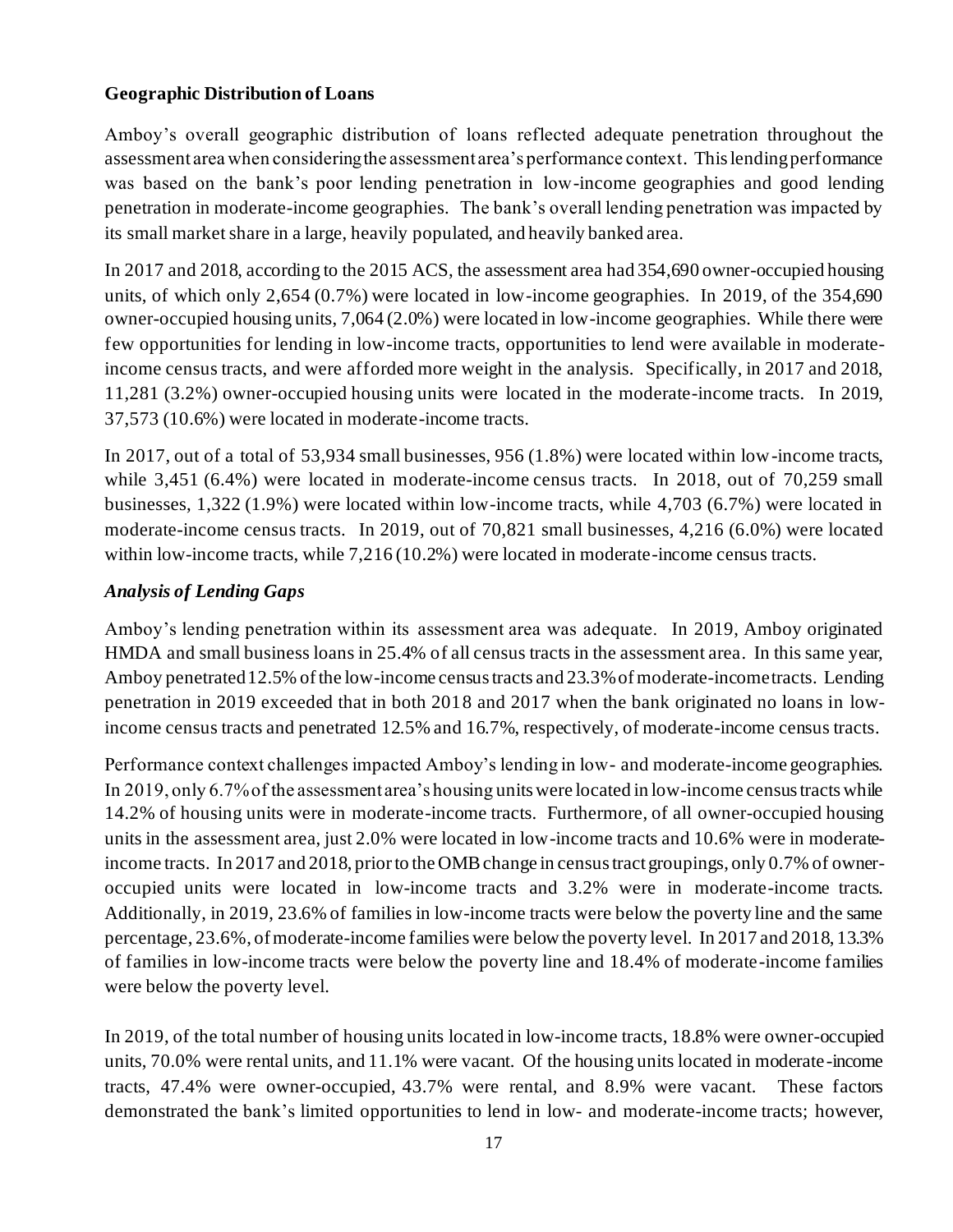**Geographic Distribution of Loans**

Amboy's overall geographic distribution of loans reflected adequate penetration throughout the assessment area when considering the assessment area's performance context. This lending performance was based on the bank's poor lending penetration in low-income geographies and good lending penetration in moderate-income geographies. The bank's overall lending penetration was impacted by its small market share in a large, heavily populated, and heavily banked area.

In 2017 and 2018, according to the 2015 ACS, the assessment area had 354,690 owner-occupied housing units, of which only 2,654 (0.7%) were located in low-income geographies. In 2019, of the 354,690 owner-occupied housing units, 7,064 (2.0%) were located in low-income geographies. While there were few opportunities for lending in low-income tracts, opportunities to lend were available in moderate-income census tracts, and were afforded more weight in the analysis. Specifically, in 2017 and 2018, 11,281 (3.2%) owner-occupied housing units were located in the moderate-income tracts. In 2019, 37,573 (10.6%) were located in moderate-income tracts.

In 2017, out of a total of 53,934 small businesses, 956 (1.8%) were located within low-income tracts, while 3,451 (6.4%) were located in moderate-income census tracts. In 2018, out of 70,259 small businesses, 1,322 (1.9%) were located within low-income tracts, while 4,703 (6.7%) were located in moderate-income census tracts. In 2019, out of 70,821 small businesses, 4,216 (6.0%) were located within low-income tracts, while 7,216 (10.2%) were located in moderate-income census tracts.

***Analysis of Lending Gaps***

Amboy's lending penetration within its assessment area was adequate. In 2019, Amboy originated HMDA and small business loans in 25.4% of all census tracts in the assessment area. In this same year, Amboy penetrated 12.5% of the low-income census tracts and 23.3% of moderate-income tracts. Lending penetration in 2019 exceeded that in both 2018 and 2017 when the bank originated no loans in low-income census tracts and penetrated 12.5% and 16.7%, respectively, of moderate-income census tracts.

Performance context challenges impacted Amboy's lending in low- and moderate-income geographies. In 2019, only 6.7% of the assessment area's housing units were located in low-income census tracts while 14.2% of housing units were in moderate-income tracts. Furthermore, of all owner-occupied housing units in the assessment area, just 2.0% were located in low-income tracts and 10.6% were in moderate-income tracts. In 2017 and 2018, prior to the OMB change in census tract groupings, only 0.7% of owner-occupied units were located in low-income tracts and 3.2% were in moderate-income tracts. Additionally, in 2019, 23.6% of families in low-income tracts were below the poverty line and the same percentage, 23.6%, of moderate-income families were below the poverty level. In 2017 and 2018, 13.3% of families in low-income tracts were below the poverty line and 18.4% of moderate-income families were below the poverty level.

In 2019, of the total number of housing units located in low-income tracts, 18.8% were owner-occupied units, 70.0% were rental units, and 11.1% were vacant. Of the housing units located in moderate-income tracts, 47.4% were owner-occupied, 43.7% were rental, and 8.9% were vacant. These factors demonstrated the bank's limited opportunities to lend in low- and moderate-income tracts; however,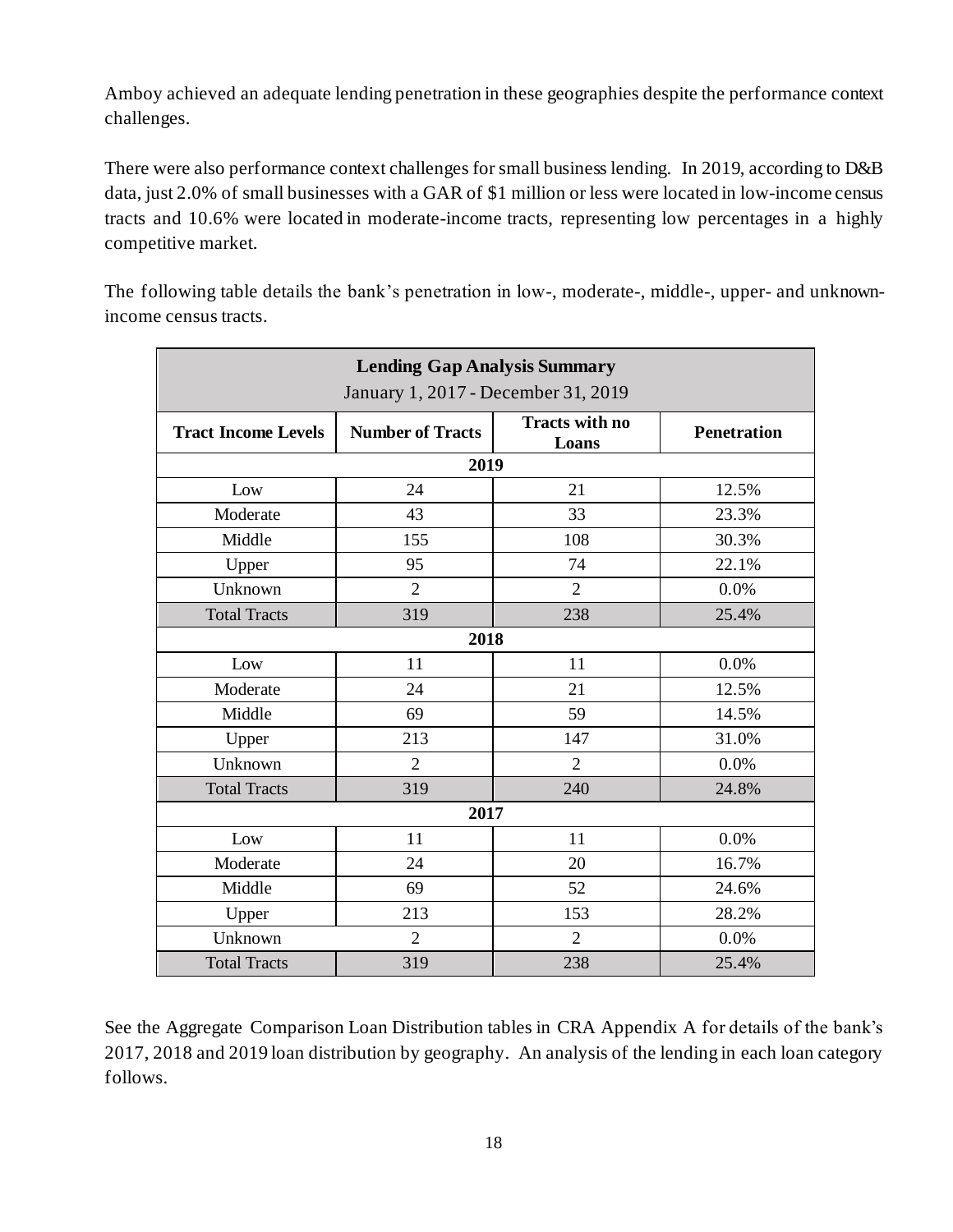Amboy achieved an adequate lending penetration in these geographies despite the performance context challenges.

There were also performance context challenges for small business lending. In 2019, according to D&B data, just 2.0% of small businesses with a GAR of $1 million or less were located in low-income census tracts and 10.6% were located in moderate-income tracts, representing low percentages in a highly competitive market.

The following table details the bank's penetration in low-, moderate-, middle-, upper- and unknown-income census tracts.

| **Lending Gap Analysis Summary**<br>January 1, 2017 - December 31, 2019 | | | |
|---|---|---|---|
| **Tract Income Levels** | **Number of Tracts** | **Tracts with no Loans** | **Penetration** |
| **2019** | | | |
| Low | 24 | 21 | 12.5% |
| Moderate | 43 | 33 | 23.3% |
| Middle | 155 | 108 | 30.3% |
| Upper | 95 | 74 | 22.1% |
| Unknown | 2 | 2 | 0.0% |
| Total Tracts | 319 | 238 | 25.4% |
| **2018** | | | |
| Low | 11 | 11 | 0.0% |
| Moderate | 24 | 21 | 12.5% |
| Middle | 69 | 59 | 14.5% |
| Upper | 213 | 147 | 31.0% |
| Unknown | 2 | 2 | 0.0% |
| Total Tracts | 319 | 240 | 24.8% |
| **2017** | | | |
| Low | 11 | 11 | 0.0% |
| Moderate | 24 | 20 | 16.7% |
| Middle | 69 | 52 | 24.6% |
| Upper | 213 | 153 | 28.2% |
| Unknown | 2 | 2 | 0.0% |
| Total Tracts | 319 | 238 | 25.4% |

See the Aggregate Comparison Loan Distribution tables in CRA Appendix A for details of the bank's 2017, 2018 and 2019 loan distribution by geography. An analysis of the lending in each loan category follows.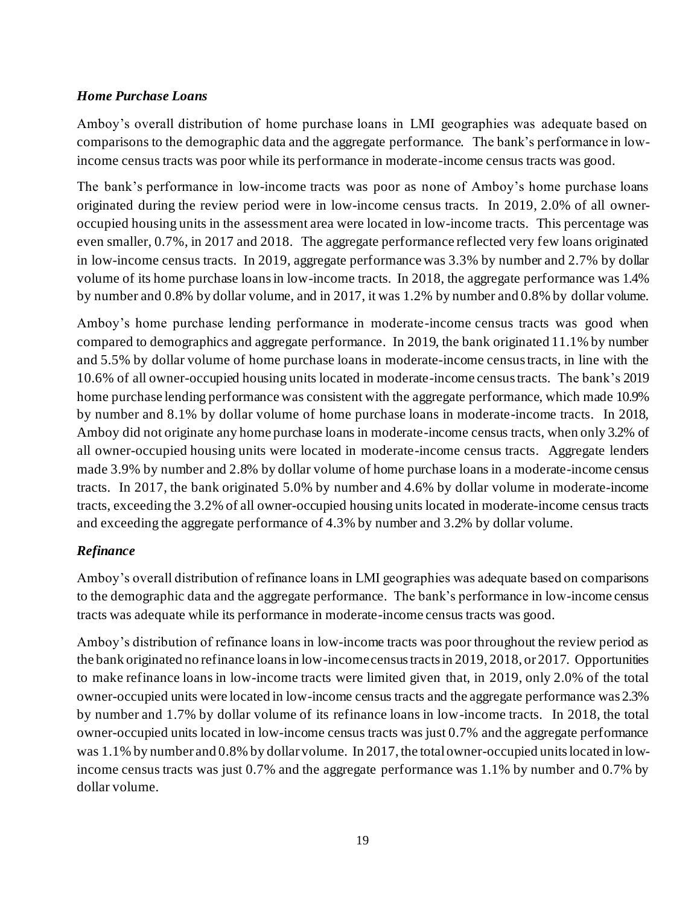### *Home Purchase Loans*

Amboy's overall distribution of home purchase loans in LMI geographies was adequate based on comparisons to the demographic data and the aggregate performance. The bank's performance in low-income census tracts was poor while its performance in moderate-income census tracts was good.

The bank's performance in low-income tracts was poor as none of Amboy's home purchase loans originated during the review period were in low-income census tracts. In 2019, 2.0% of all owner-occupied housing units in the assessment area were located in low-income tracts. This percentage was even smaller, 0.7%, in 2017 and 2018. The aggregate performance reflected very few loans originated in low-income census tracts. In 2019, aggregate performance was 3.3% by number and 2.7% by dollar volume of its home purchase loans in low-income tracts. In 2018, the aggregate performance was 1.4% by number and 0.8% by dollar volume, and in 2017, it was 1.2% by number and 0.8% by dollar volume.

Amboy's home purchase lending performance in moderate-income census tracts was good when compared to demographics and aggregate performance. In 2019, the bank originated 11.1% by number and 5.5% by dollar volume of home purchase loans in moderate-income census tracts, in line with the 10.6% of all owner-occupied housing units located in moderate-income census tracts. The bank's 2019 home purchase lending performance was consistent with the aggregate performance, which made 10.9% by number and 8.1% by dollar volume of home purchase loans in moderate-income tracts. In 2018, Amboy did not originate any home purchase loans in moderate-income census tracts, when only 3.2% of all owner-occupied housing units were located in moderate-income census tracts. Aggregate lenders made 3.9% by number and 2.8% by dollar volume of home purchase loans in a moderate-income census tracts. In 2017, the bank originated 5.0% by number and 4.6% by dollar volume in moderate-income tracts, exceeding the 3.2% of all owner-occupied housing units located in moderate-income census tracts and exceeding the aggregate performance of 4.3% by number and 3.2% by dollar volume.

### *Refinance*

Amboy's overall distribution of refinance loans in LMI geographies was adequate based on comparisons to the demographic data and the aggregate performance. The bank's performance in low-income census tracts was adequate while its performance in moderate-income census tracts was good.

Amboy's distribution of refinance loans in low-income tracts was poor throughout the review period as the bank originated no refinance loans in low-income census tracts in 2019, 2018, or 2017. Opportunities to make refinance loans in low-income tracts were limited given that, in 2019, only 2.0% of the total owner-occupied units were located in low-income census tracts and the aggregate performance was 2.3% by number and 1.7% by dollar volume of its refinance loans in low-income tracts. In 2018, the total owner-occupied units located in low-income census tracts was just 0.7% and the aggregate performance was 1.1% by number and 0.8% by dollar volume. In 2017, the total owner-occupied units located in low-income census tracts was just 0.7% and the aggregate performance was 1.1% by number and 0.7% by dollar volume.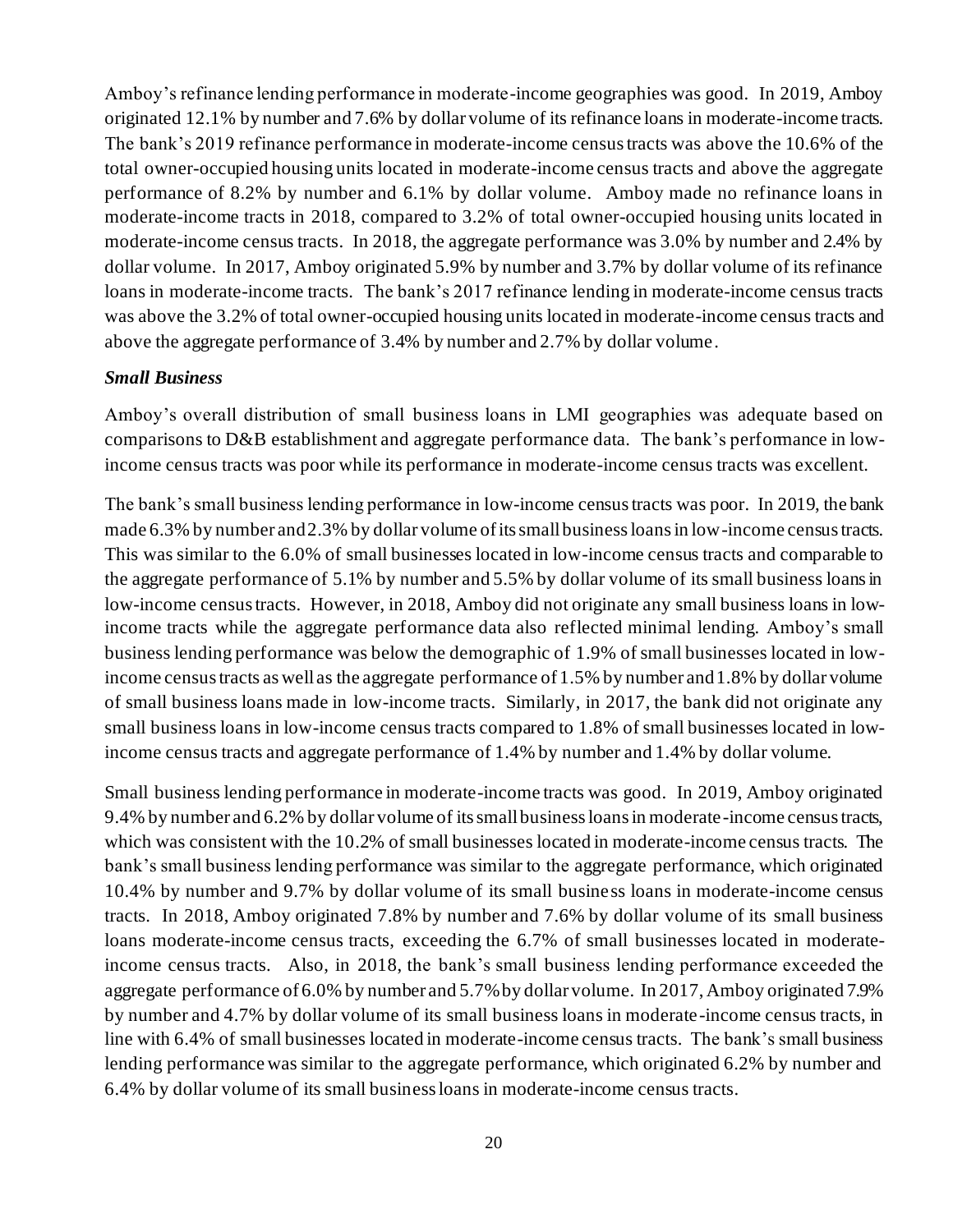Amboy's refinance lending performance in moderate-income geographies was good. In 2019, Amboy originated 12.1% by number and 7.6% by dollar volume of its refinance loans in moderate-income tracts. The bank's 2019 refinance performance in moderate-income census tracts was above the 10.6% of the total owner-occupied housing units located in moderate-income census tracts and above the aggregate performance of 8.2% by number and 6.1% by dollar volume. Amboy made no refinance loans in moderate-income tracts in 2018, compared to 3.2% of total owner-occupied housing units located in moderate-income census tracts. In 2018, the aggregate performance was 3.0% by number and 2.4% by dollar volume. In 2017, Amboy originated 5.9% by number and 3.7% by dollar volume of its refinance loans in moderate-income tracts. The bank's 2017 refinance lending in moderate-income census tracts was above the 3.2% of total owner-occupied housing units located in moderate-income census tracts and above the aggregate performance of 3.4% by number and 2.7% by dollar volume.

***Small Business***

Amboy's overall distribution of small business loans in LMI geographies was adequate based on comparisons to D&B establishment and aggregate performance data. The bank's performance in low-income census tracts was poor while its performance in moderate-income census tracts was excellent.

The bank's small business lending performance in low-income census tracts was poor. In 2019, the bank made 6.3% by number and 2.3% by dollar volume of its small business loans in low-income census tracts. This was similar to the 6.0% of small businesses located in low-income census tracts and comparable to the aggregate performance of 5.1% by number and 5.5% by dollar volume of its small business loans in low-income census tracts. However, in 2018, Amboy did not originate any small business loans in low-income tracts while the aggregate performance data also reflected minimal lending. Amboy's small business lending performance was below the demographic of 1.9% of small businesses located in low-income census tracts as well as the aggregate performance of 1.5% by number and 1.8% by dollar volume of small business loans made in low-income tracts. Similarly, in 2017, the bank did not originate any small business loans in low-income census tracts compared to 1.8% of small businesses located in low-income census tracts and aggregate performance of 1.4% by number and 1.4% by dollar volume.

Small business lending performance in moderate-income tracts was good. In 2019, Amboy originated 9.4% by number and 6.2% by dollar volume of its small business loans in moderate-income census tracts, which was consistent with the 10.2% of small businesses located in moderate-income census tracts. The bank's small business lending performance was similar to the aggregate performance, which originated 10.4% by number and 9.7% by dollar volume of its small business loans in moderate-income census tracts. In 2018, Amboy originated 7.8% by number and 7.6% by dollar volume of its small business loans moderate-income census tracts, exceeding the 6.7% of small businesses located in moderate-income census tracts. Also, in 2018, the bank's small business lending performance exceeded the aggregate performance of 6.0% by number and 5.7% by dollar volume. In 2017, Amboy originated 7.9% by number and 4.7% by dollar volume of its small business loans in moderate-income census tracts, in line with 6.4% of small businesses located in moderate-income census tracts. The bank's small business lending performance was similar to the aggregate performance, which originated 6.2% by number and 6.4% by dollar volume of its small business loans in moderate-income census tracts.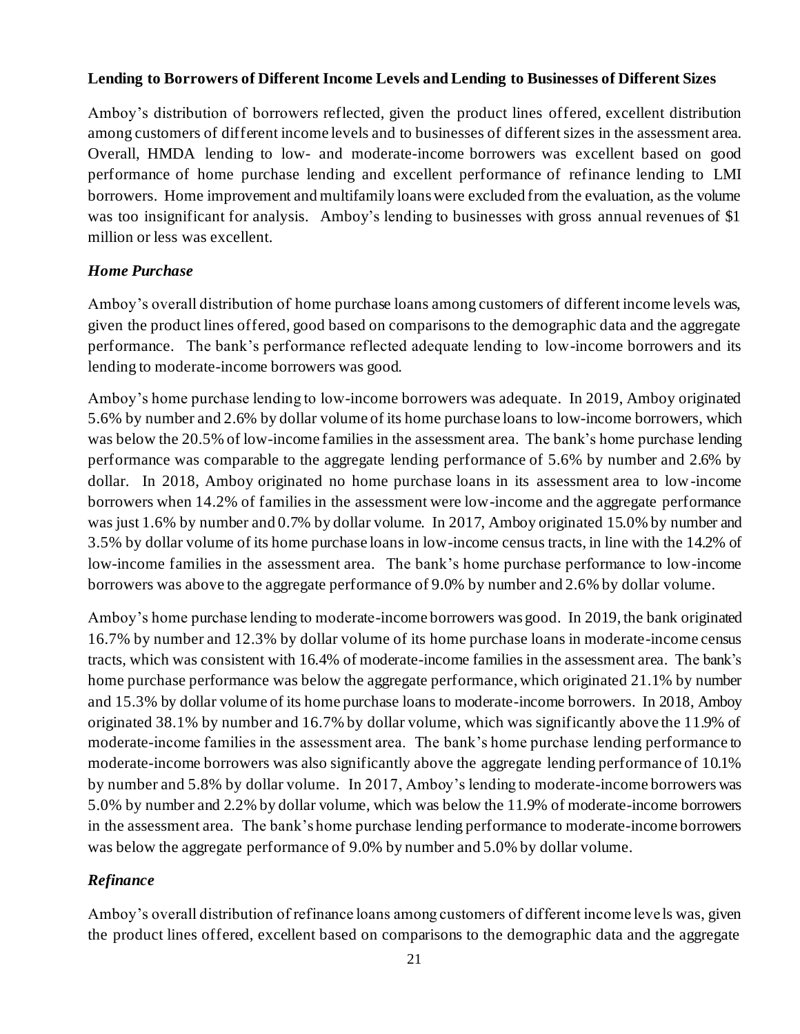**Lending to Borrowers of Different Income Levels and Lending to Businesses of Different Sizes**

Amboy's distribution of borrowers reflected, given the product lines offered, excellent distribution among customers of different income levels and to businesses of different sizes in the assessment area. Overall, HMDA lending to low- and moderate-income borrowers was excellent based on good performance of home purchase lending and excellent performance of refinance lending to LMI borrowers. Home improvement and multifamily loans were excluded from the evaluation, as the volume was too insignificant for analysis. Amboy's lending to businesses with gross annual revenues of $1 million or less was excellent.

***Home Purchase***

Amboy's overall distribution of home purchase loans among customers of different income levels was, given the product lines offered, good based on comparisons to the demographic data and the aggregate performance. The bank's performance reflected adequate lending to low-income borrowers and its lending to moderate-income borrowers was good.

Amboy's home purchase lending to low-income borrowers was adequate. In 2019, Amboy originated 5.6% by number and 2.6% by dollar volume of its home purchase loans to low-income borrowers, which was below the 20.5% of low-income families in the assessment area. The bank's home purchase lending performance was comparable to the aggregate lending performance of 5.6% by number and 2.6% by dollar. In 2018, Amboy originated no home purchase loans in its assessment area to low-income borrowers when 14.2% of families in the assessment were low-income and the aggregate performance was just 1.6% by number and 0.7% by dollar volume. In 2017, Amboy originated 15.0% by number and 3.5% by dollar volume of its home purchase loans in low-income census tracts, in line with the 14.2% of low-income families in the assessment area. The bank's home purchase performance to low-income borrowers was above to the aggregate performance of 9.0% by number and 2.6% by dollar volume.

Amboy's home purchase lending to moderate-income borrowers was good. In 2019, the bank originated 16.7% by number and 12.3% by dollar volume of its home purchase loans in moderate-income census tracts, which was consistent with 16.4% of moderate-income families in the assessment area. The bank's home purchase performance was below the aggregate performance, which originated 21.1% by number and 15.3% by dollar volume of its home purchase loans to moderate-income borrowers. In 2018, Amboy originated 38.1% by number and 16.7% by dollar volume, which was significantly above the 11.9% of moderate-income families in the assessment area. The bank's home purchase lending performance to moderate-income borrowers was also significantly above the aggregate lending performance of 10.1% by number and 5.8% by dollar volume. In 2017, Amboy's lending to moderate-income borrowers was 5.0% by number and 2.2% by dollar volume, which was below the 11.9% of moderate-income borrowers in the assessment area. The bank's home purchase lending performance to moderate-income borrowers was below the aggregate performance of 9.0% by number and 5.0% by dollar volume.

***Refinance***

Amboy's overall distribution of refinance loans among customers of different income levels was, given the product lines offered, excellent based on comparisons to the demographic data and the aggregate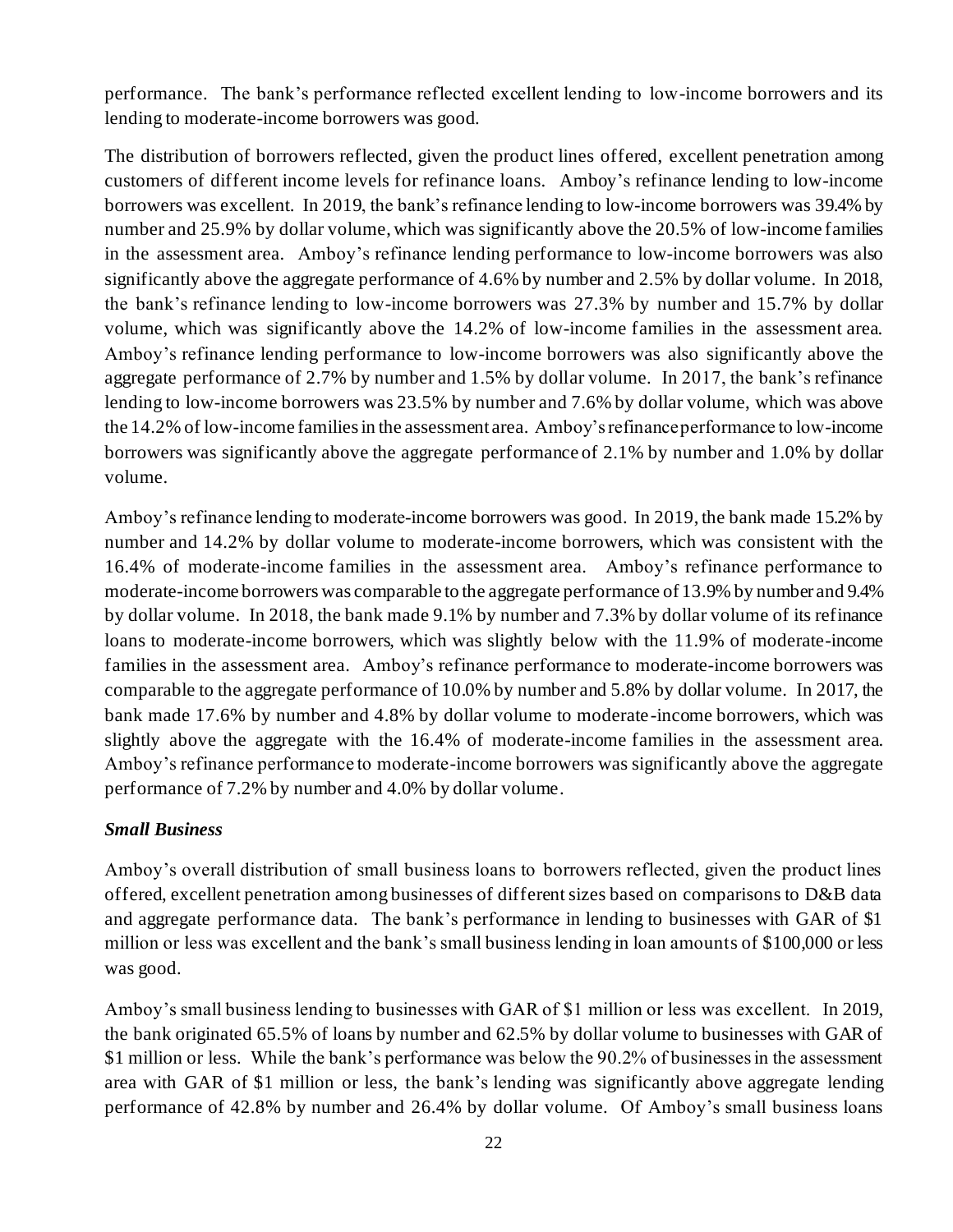performance. The bank's performance reflected excellent lending to low-income borrowers and its lending to moderate-income borrowers was good.

The distribution of borrowers reflected, given the product lines offered, excellent penetration among customers of different income levels for refinance loans. Amboy's refinance lending to low-income borrowers was excellent. In 2019, the bank's refinance lending to low-income borrowers was 39.4% by number and 25.9% by dollar volume, which was significantly above the 20.5% of low-income families in the assessment area. Amboy's refinance lending performance to low-income borrowers was also significantly above the aggregate performance of 4.6% by number and 2.5% by dollar volume. In 2018, the bank's refinance lending to low-income borrowers was 27.3% by number and 15.7% by dollar volume, which was significantly above the 14.2% of low-income families in the assessment area. Amboy's refinance lending performance to low-income borrowers was also significantly above the aggregate performance of 2.7% by number and 1.5% by dollar volume. In 2017, the bank's refinance lending to low-income borrowers was 23.5% by number and 7.6% by dollar volume, which was above the 14.2% of low-income families in the assessment area. Amboy's refinance performance to low-income borrowers was significantly above the aggregate performance of 2.1% by number and 1.0% by dollar volume.

Amboy's refinance lending to moderate-income borrowers was good. In 2019, the bank made 15.2% by number and 14.2% by dollar volume to moderate-income borrowers, which was consistent with the 16.4% of moderate-income families in the assessment area. Amboy's refinance performance to moderate-income borrowers was comparable to the aggregate performance of 13.9% by number and 9.4% by dollar volume. In 2018, the bank made 9.1% by number and 7.3% by dollar volume of its refinance loans to moderate-income borrowers, which was slightly below with the 11.9% of moderate-income families in the assessment area. Amboy's refinance performance to moderate-income borrowers was comparable to the aggregate performance of 10.0% by number and 5.8% by dollar volume. In 2017, the bank made 17.6% by number and 4.8% by dollar volume to moderate-income borrowers, which was slightly above the aggregate with the 16.4% of moderate-income families in the assessment area. Amboy's refinance performance to moderate-income borrowers was significantly above the aggregate performance of 7.2% by number and 4.0% by dollar volume.

***Small Business***

Amboy's overall distribution of small business loans to borrowers reflected, given the product lines offered, excellent penetration among businesses of different sizes based on comparisons to D&B data and aggregate performance data. The bank's performance in lending to businesses with GAR of $1 million or less was excellent and the bank's small business lending in loan amounts of $100,000 or less was good.

Amboy's small business lending to businesses with GAR of $1 million or less was excellent. In 2019, the bank originated 65.5% of loans by number and 62.5% by dollar volume to businesses with GAR of $1 million or less. While the bank's performance was below the 90.2% of businesses in the assessment area with GAR of $1 million or less, the bank's lending was significantly above aggregate lending performance of 42.8% by number and 26.4% by dollar volume. Of Amboy's small business loans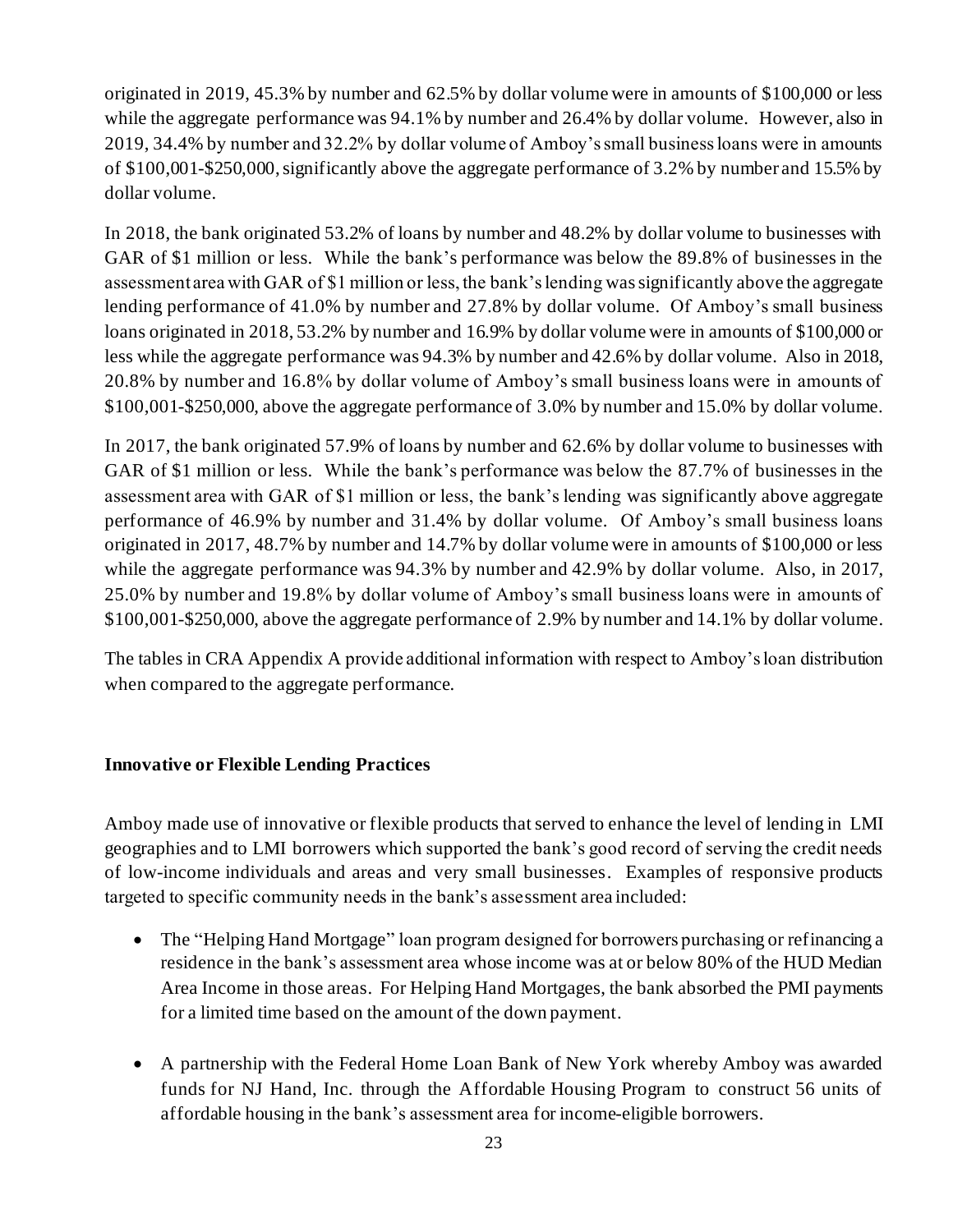originated in 2019, 45.3% by number and 62.5% by dollar volume were in amounts of $100,000 or less while the aggregate performance was 94.1% by number and 26.4% by dollar volume. However, also in 2019, 34.4% by number and 32.2% by dollar volume of Amboy's small business loans were in amounts of $100,001-$250,000, significantly above the aggregate performance of 3.2% by number and 15.5% by dollar volume.

In 2018, the bank originated 53.2% of loans by number and 48.2% by dollar volume to businesses with GAR of $1 million or less. While the bank's performance was below the 89.8% of businesses in the assessment area with GAR of $1 million or less, the bank's lending was significantly above the aggregate lending performance of 41.0% by number and 27.8% by dollar volume. Of Amboy's small business loans originated in 2018, 53.2% by number and 16.9% by dollar volume were in amounts of $100,000 or less while the aggregate performance was 94.3% by number and 42.6% by dollar volume. Also in 2018, 20.8% by number and 16.8% by dollar volume of Amboy's small business loans were in amounts of $100,001-$250,000, above the aggregate performance of 3.0% by number and 15.0% by dollar volume.

In 2017, the bank originated 57.9% of loans by number and 62.6% by dollar volume to businesses with GAR of $1 million or less. While the bank's performance was below the 87.7% of businesses in the assessment area with GAR of $1 million or less, the bank's lending was significantly above aggregate performance of 46.9% by number and 31.4% by dollar volume. Of Amboy's small business loans originated in 2017, 48.7% by number and 14.7% by dollar volume were in amounts of $100,000 or less while the aggregate performance was 94.3% by number and 42.9% by dollar volume. Also, in 2017, 25.0% by number and 19.8% by dollar volume of Amboy's small business loans were in amounts of $100,001-$250,000, above the aggregate performance of 2.9% by number and 14.1% by dollar volume.

The tables in CRA Appendix A provide additional information with respect to Amboy's loan distribution when compared to the aggregate performance.

**Innovative or Flexible Lending Practices**

Amboy made use of innovative or flexible products that served to enhance the level of lending in LMI geographies and to LMI borrowers which supported the bank's good record of serving the credit needs of low-income individuals and areas and very small businesses. Examples of responsive products targeted to specific community needs in the bank's assessment area included:

- The "Helping Hand Mortgage" loan program designed for borrowers purchasing or refinancing a residence in the bank's assessment area whose income was at or below 80% of the HUD Median Area Income in those areas. For Helping Hand Mortgages, the bank absorbed the PMI payments for a limited time based on the amount of the down payment.

- A partnership with the Federal Home Loan Bank of New York whereby Amboy was awarded funds for NJ Hand, Inc. through the Affordable Housing Program to construct 56 units of affordable housing in the bank's assessment area for income-eligible borrowers.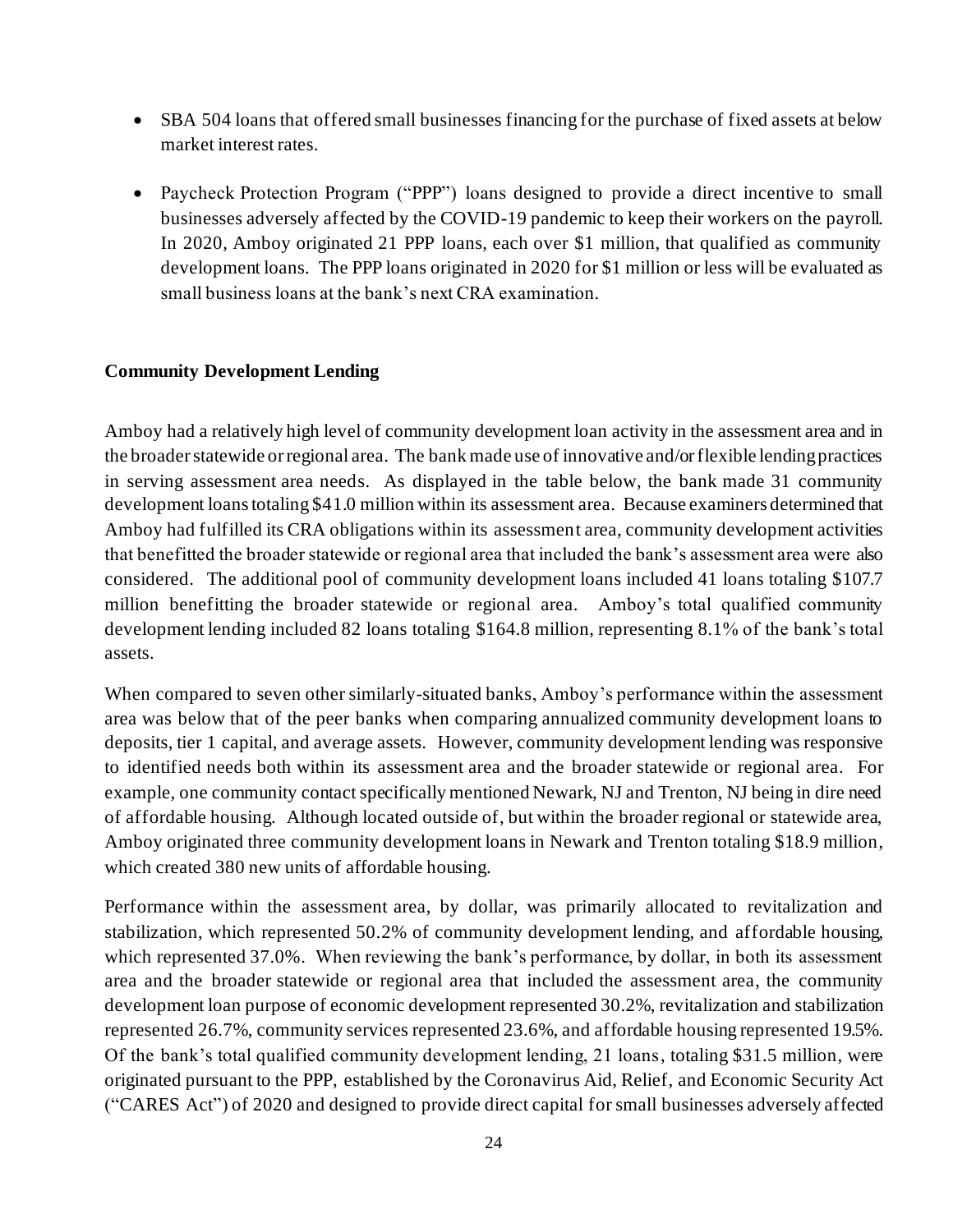- SBA 504 loans that offered small businesses financing for the purchase of fixed assets at below market interest rates.

- Paycheck Protection Program ("PPP") loans designed to provide a direct incentive to small businesses adversely affected by the COVID-19 pandemic to keep their workers on the payroll. In 2020, Amboy originated 21 PPP loans, each over $1 million, that qualified as community development loans. The PPP loans originated in 2020 for $1 million or less will be evaluated as small business loans at the bank's next CRA examination.

**Community Development Lending**

Amboy had a relatively high level of community development loan activity in the assessment area and in the broader statewide or regional area. The bank made use of innovative and/or flexible lending practices in serving assessment area needs. As displayed in the table below, the bank made 31 community development loans totaling $41.0 million within its assessment area. Because examiners determined that Amboy had fulfilled its CRA obligations within its assessment area, community development activities that benefitted the broader statewide or regional area that included the bank's assessment area were also considered. The additional pool of community development loans included 41 loans totaling $107.7 million benefitting the broader statewide or regional area. Amboy's total qualified community development lending included 82 loans totaling $164.8 million, representing 8.1% of the bank's total assets.

When compared to seven other similarly-situated banks, Amboy's performance within the assessment area was below that of the peer banks when comparing annualized community development loans to deposits, tier 1 capital, and average assets. However, community development lending was responsive to identified needs both within its assessment area and the broader statewide or regional area. For example, one community contact specifically mentioned Newark, NJ and Trenton, NJ being in dire need of affordable housing. Although located outside of, but within the broader regional or statewide area, Amboy originated three community development loans in Newark and Trenton totaling $18.9 million, which created 380 new units of affordable housing.

Performance within the assessment area, by dollar, was primarily allocated to revitalization and stabilization, which represented 50.2% of community development lending, and affordable housing, which represented 37.0%. When reviewing the bank's performance, by dollar, in both its assessment area and the broader statewide or regional area that included the assessment area, the community development loan purpose of economic development represented 30.2%, revitalization and stabilization represented 26.7%, community services represented 23.6%, and affordable housing represented 19.5%. Of the bank's total qualified community development lending, 21 loans, totaling $31.5 million, were originated pursuant to the PPP, established by the Coronavirus Aid, Relief, and Economic Security Act ("CARES Act") of 2020 and designed to provide direct capital for small businesses adversely affected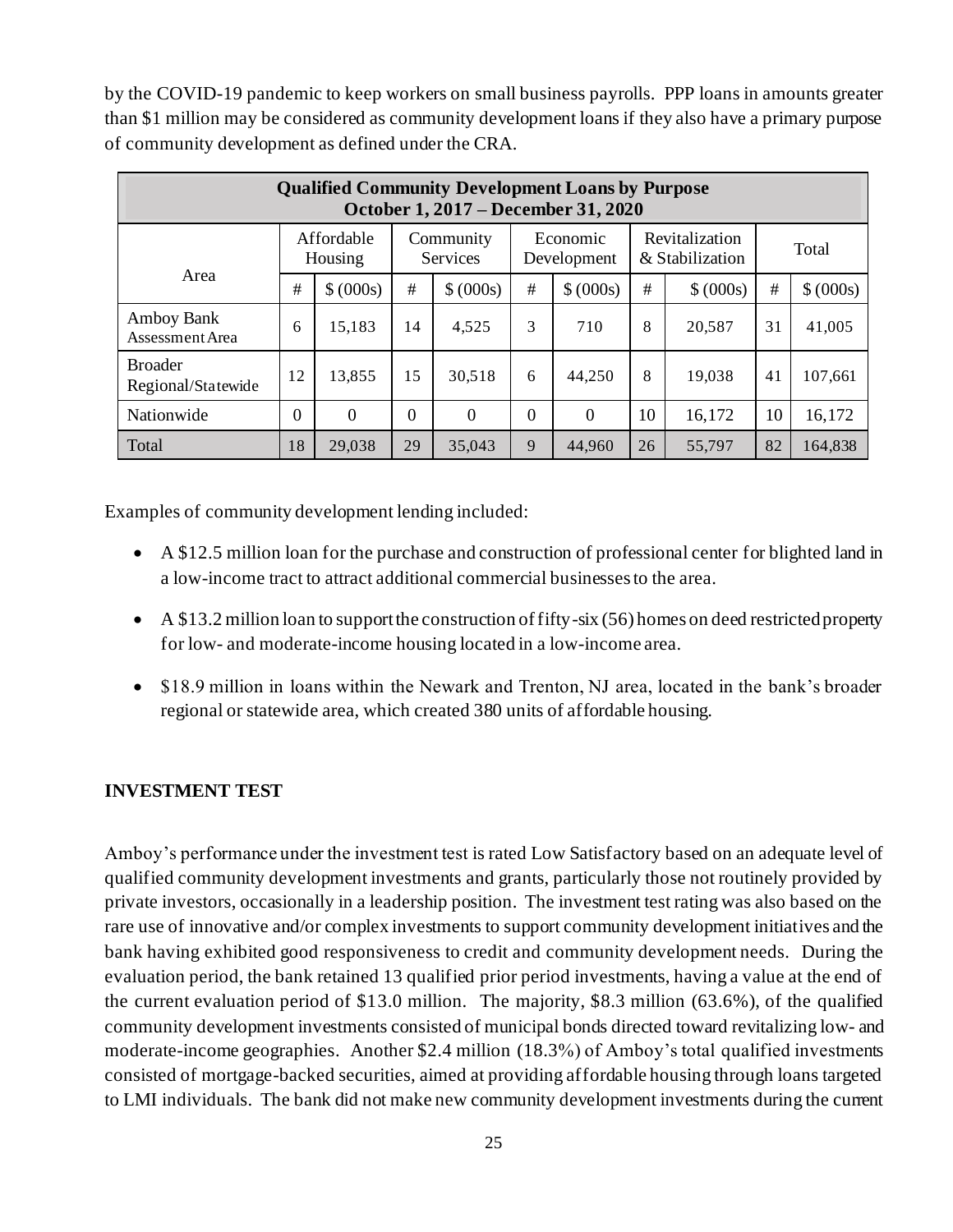by the COVID-19 pandemic to keep workers on small business payrolls. PPP loans in amounts greater than $1 million may be considered as community development loans if they also have a primary purpose of community development as defined under the CRA.

| **Qualified Community Development Loans by Purpose October 1, 2017 – December 31, 2020** | | | | | | | | | | |
|---|---|---|---|---|---|---|---|---|---|---|
| Area | Affordable Housing | | Community Services | | Economic Development | | Revitalization & Stabilization | | Total | |
| | # | $ (000s) | # | $ (000s) | # | $ (000s) | # | $ (000s) | # | $ (000s) |
| Amboy Bank Assessment Area | 6 | 15,183 | 14 | 4,525 | 3 | 710 | 8 | 20,587 | 31 | 41,005 |
| Broader Regional/Statewide | 12 | 13,855 | 15 | 30,518 | 6 | 44,250 | 8 | 19,038 | 41 | 107,661 |
| Nationwide | 0 | 0 | 0 | 0 | 0 | 0 | 10 | 16,172 | 10 | 16,172 |
| Total | 18 | 29,038 | 29 | 35,043 | 9 | 44,960 | 26 | 55,797 | 82 | 164,838 |

Examples of community development lending included:

- A $12.5 million loan for the purchase and construction of professional center for blighted land in a low-income tract to attract additional commercial businesses to the area.
- A $13.2 million loan to support the construction of fifty-six (56) homes on deed restricted property for low- and moderate-income housing located in a low-income area.
- $18.9 million in loans within the Newark and Trenton, NJ area, located in the bank's broader regional or statewide area, which created 380 units of affordable housing.

## INVESTMENT TEST

Amboy's performance under the investment test is rated Low Satisfactory based on an adequate level of qualified community development investments and grants, particularly those not routinely provided by private investors, occasionally in a leadership position. The investment test rating was also based on the rare use of innovative and/or complex investments to support community development initiatives and the bank having exhibited good responsiveness to credit and community development needs. During the evaluation period, the bank retained 13 qualified prior period investments, having a value at the end of the current evaluation period of $13.0 million. The majority, $8.3 million (63.6%), of the qualified community development investments consisted of municipal bonds directed toward revitalizing low- and moderate-income geographies. Another $2.4 million (18.3%) of Amboy's total qualified investments consisted of mortgage-backed securities, aimed at providing affordable housing through loans targeted to LMI individuals. The bank did not make new community development investments during the current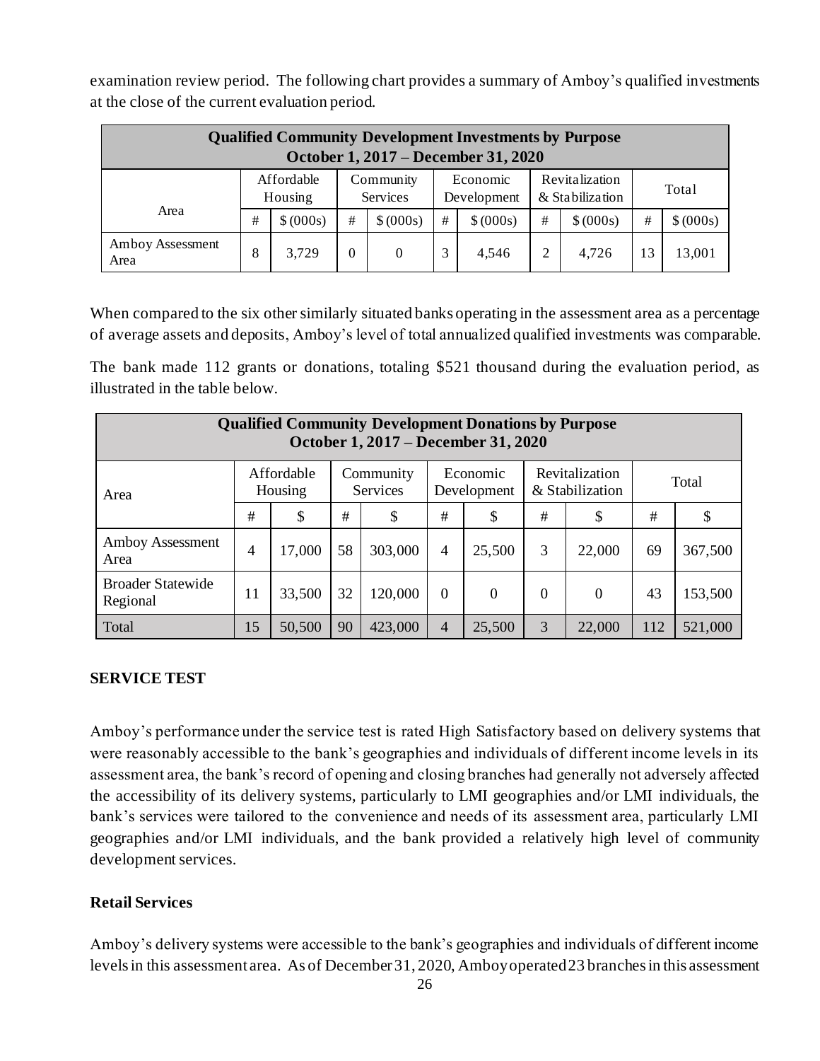examination review period. The following chart provides a summary of Amboy's qualified investments at the close of the current evaluation period.

| Qualified Community Development Investments by Purpose<br>October 1, 2017 – December 31, 2020 | | | | | | | | | | |
|---|---|---|---|---|---|---|---|---|---|---|
| Area | Affordable Housing | | Community Services | | Economic Development | | Revitalization & Stabilization | | Total | |
| | # | $ (000s) | # | $ (000s) | # | $ (000s) | # | $ (000s) | # | $ (000s) |
| Amboy Assessment Area | 8 | 3,729 | 0 | 0 | 3 | 4,546 | 2 | 4,726 | 13 | 13,001 |

When compared to the six other similarly situated banks operating in the assessment area as a percentage of average assets and deposits, Amboy's level of total annualized qualified investments was comparable.

The bank made 112 grants or donations, totaling $521 thousand during the evaluation period, as illustrated in the table below.

| Qualified Community Development Donations by Purpose<br>October 1, 2017 – December 31, 2020 | | | | | | | | | | |
|---|---|---|---|---|---|---|---|---|---|---|
| Area | Affordable Housing | | Community Services | | Economic Development | | Revitalization & Stabilization | | Total | |
| | # | $ | # | $ | # | $ | # | $ | # | $ |
| Amboy Assessment Area | 4 | 17,000 | 58 | 303,000 | 4 | 25,500 | 3 | 22,000 | 69 | 367,500 |
| Broader Statewide Regional | 11 | 33,500 | 32 | 120,000 | 0 | 0 | 0 | 0 | 43 | 153,500 |
| Total | 15 | 50,500 | 90 | 423,000 | 4 | 25,500 | 3 | 22,000 | 112 | 521,000 |

## SERVICE TEST

Amboy's performance under the service test is rated High Satisfactory based on delivery systems that were reasonably accessible to the bank's geographies and individuals of different income levels in its assessment area, the bank's record of opening and closing branches had generally not adversely affected the accessibility of its delivery systems, particularly to LMI geographies and/or LMI individuals, the bank's services were tailored to the convenience and needs of its assessment area, particularly LMI geographies and/or LMI individuals, and the bank provided a relatively high level of community development services.

### Retail Services

Amboy's delivery systems were accessible to the bank's geographies and individuals of different income levels in this assessment area. As of December 31, 2020, Amboy operated 23 branches in this assessment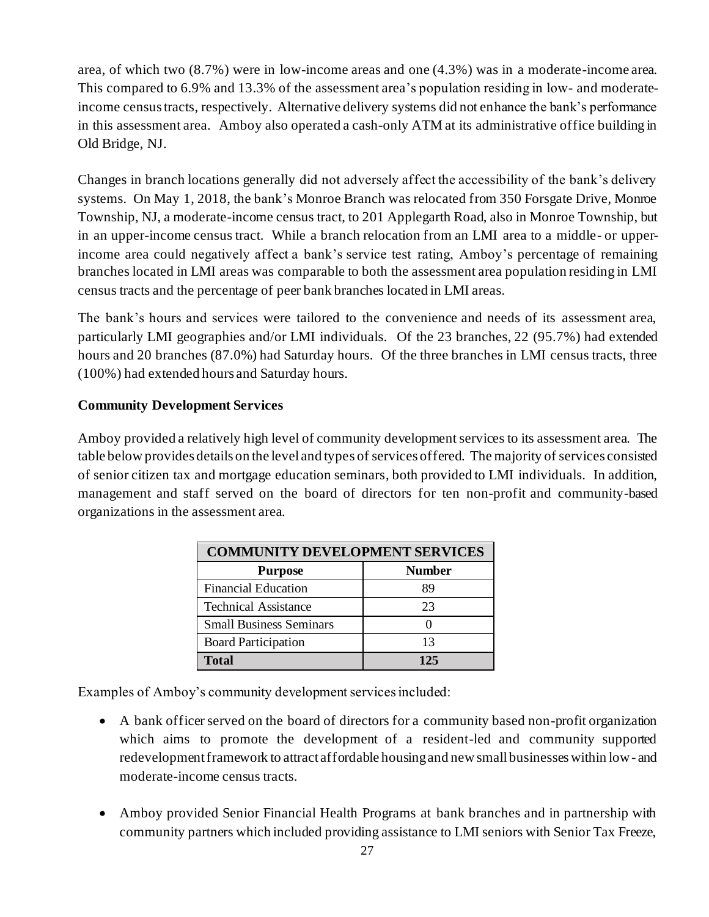area, of which two (8.7%) were in low-income areas and one (4.3%) was in a moderate-income area. This compared to 6.9% and 13.3% of the assessment area's population residing in low- and moderate-income census tracts, respectively. Alternative delivery systems did not enhance the bank's performance in this assessment area. Amboy also operated a cash-only ATM at its administrative office building in Old Bridge, NJ.

Changes in branch locations generally did not adversely affect the accessibility of the bank's delivery systems. On May 1, 2018, the bank's Monroe Branch was relocated from 350 Forsgate Drive, Monroe Township, NJ, a moderate-income census tract, to 201 Applegarth Road, also in Monroe Township, but in an upper-income census tract. While a branch relocation from an LMI area to a middle- or upper-income area could negatively affect a bank's service test rating, Amboy's percentage of remaining branches located in LMI areas was comparable to both the assessment area population residing in LMI census tracts and the percentage of peer bank branches located in LMI areas.

The bank's hours and services were tailored to the convenience and needs of its assessment area, particularly LMI geographies and/or LMI individuals. Of the 23 branches, 22 (95.7%) had extended hours and 20 branches (87.0%) had Saturday hours. Of the three branches in LMI census tracts, three (100%) had extended hours and Saturday hours.

**Community Development Services**

Amboy provided a relatively high level of community development services to its assessment area. The table below provides details on the level and types of services offered. The majority of services consisted of senior citizen tax and mortgage education seminars, both provided to LMI individuals. In addition, management and staff served on the board of directors for ten non-profit and community-based organizations in the assessment area.

| COMMUNITY DEVELOPMENT SERVICES | |
|---|---|
| **Purpose** | **Number** |
| Financial Education | 89 |
| Technical Assistance | 23 |
| Small Business Seminars | 0 |
| Board Participation | 13 |
| **Total** | **125** |

Examples of Amboy's community development services included:

- A bank officer served on the board of directors for a community based non-profit organization which aims to promote the development of a resident-led and community supported redevelopment framework to attract affordable housing and new small businesses within low- and moderate-income census tracts.

- Amboy provided Senior Financial Health Programs at bank branches and in partnership with community partners which included providing assistance to LMI seniors with Senior Tax Freeze,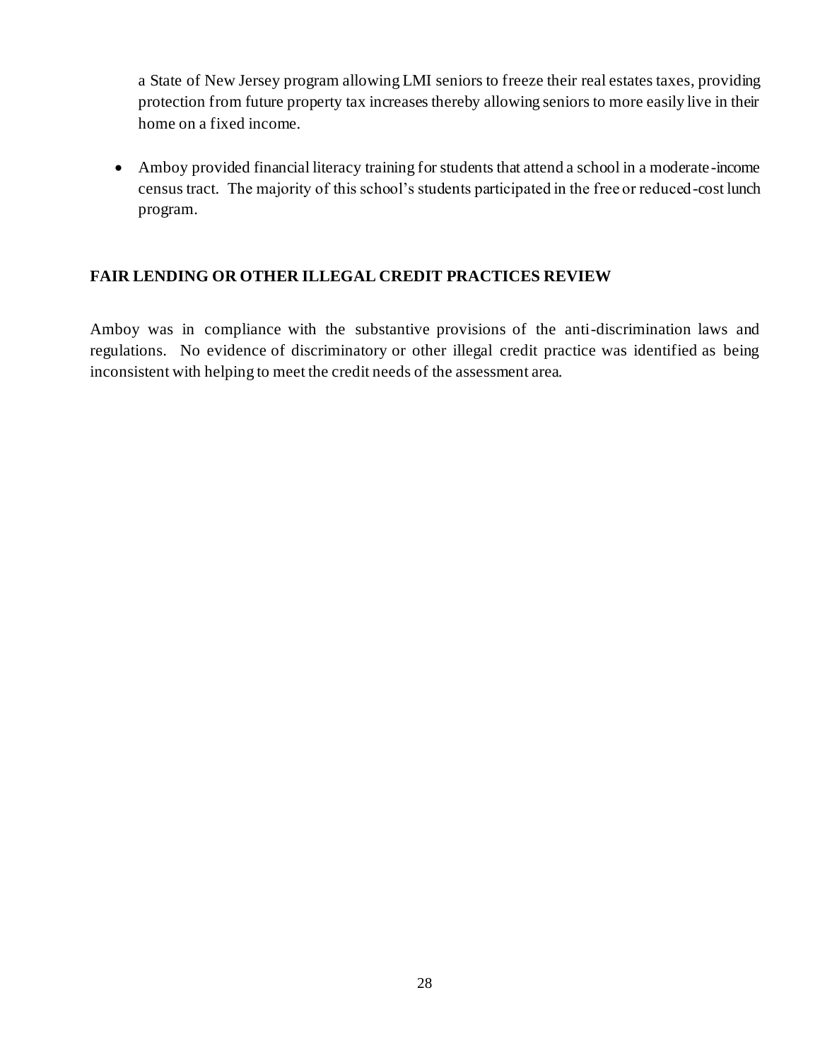a State of New Jersey program allowing LMI seniors to freeze their real estates taxes, providing protection from future property tax increases thereby allowing seniors to more easily live in their home on a fixed income.

- Amboy provided financial literacy training for students that attend a school in a moderate-income census tract. The majority of this school's students participated in the free or reduced-cost lunch program.

## FAIR LENDING OR OTHER ILLEGAL CREDIT PRACTICES REVIEW

Amboy was in compliance with the substantive provisions of the anti-discrimination laws and regulations. No evidence of discriminatory or other illegal credit practice was identified as being inconsistent with helping to meet the credit needs of the assessment area.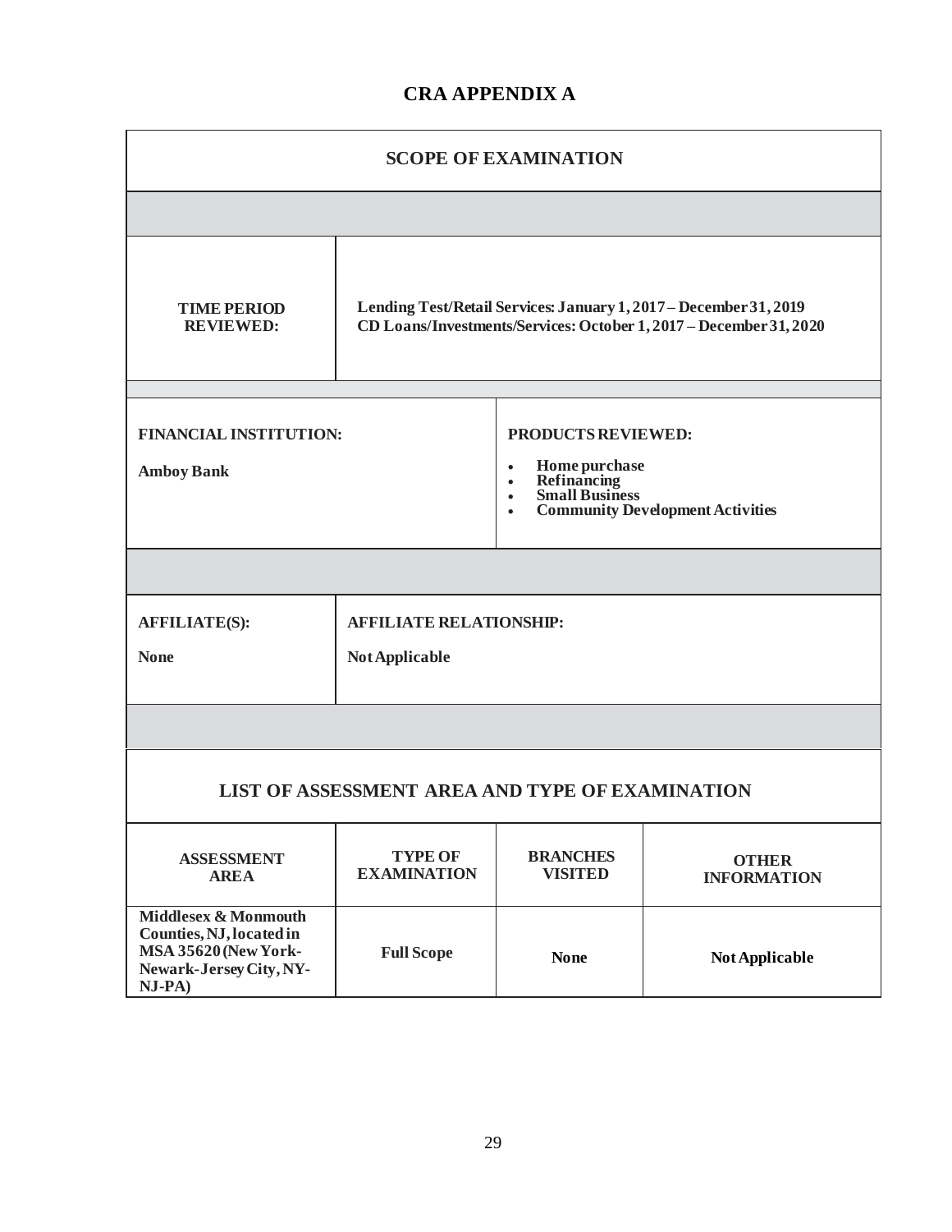# CRA APPENDIX A

## SCOPE OF EXAMINATION

| | |
|---|---|
| **TIME PERIOD REVIEWED:** | **Lending Test/Retail Services: January 1, 2017 – December 31, 2019**<br>**CD Loans/Investments/Services: October 1, 2017 – December 31, 2020** |

| **FINANCIAL INSTITUTION:** | **PRODUCTS REVIEWED:** |
|---|---|
| **Amboy Bank** | • **Home purchase**<br>• **Refinancing**<br>• **Small Business**<br>• **Community Development Activities** |

| **AFFILIATE(S):** | **AFFILIATE RELATIONSHIP:** |
|---|---|
| **None** | **Not Applicable** |

## LIST OF ASSESSMENT AREA AND TYPE OF EXAMINATION

| ASSESSMENT AREA | TYPE OF EXAMINATION | BRANCHES VISITED | OTHER INFORMATION |
|---|---|---|---|
| **Middlesex & Monmouth Counties, NJ, located in MSA 35620 (New York-Newark-Jersey City, NY-NJ-PA)** | **Full Scope** | **None** | **Not Applicable** |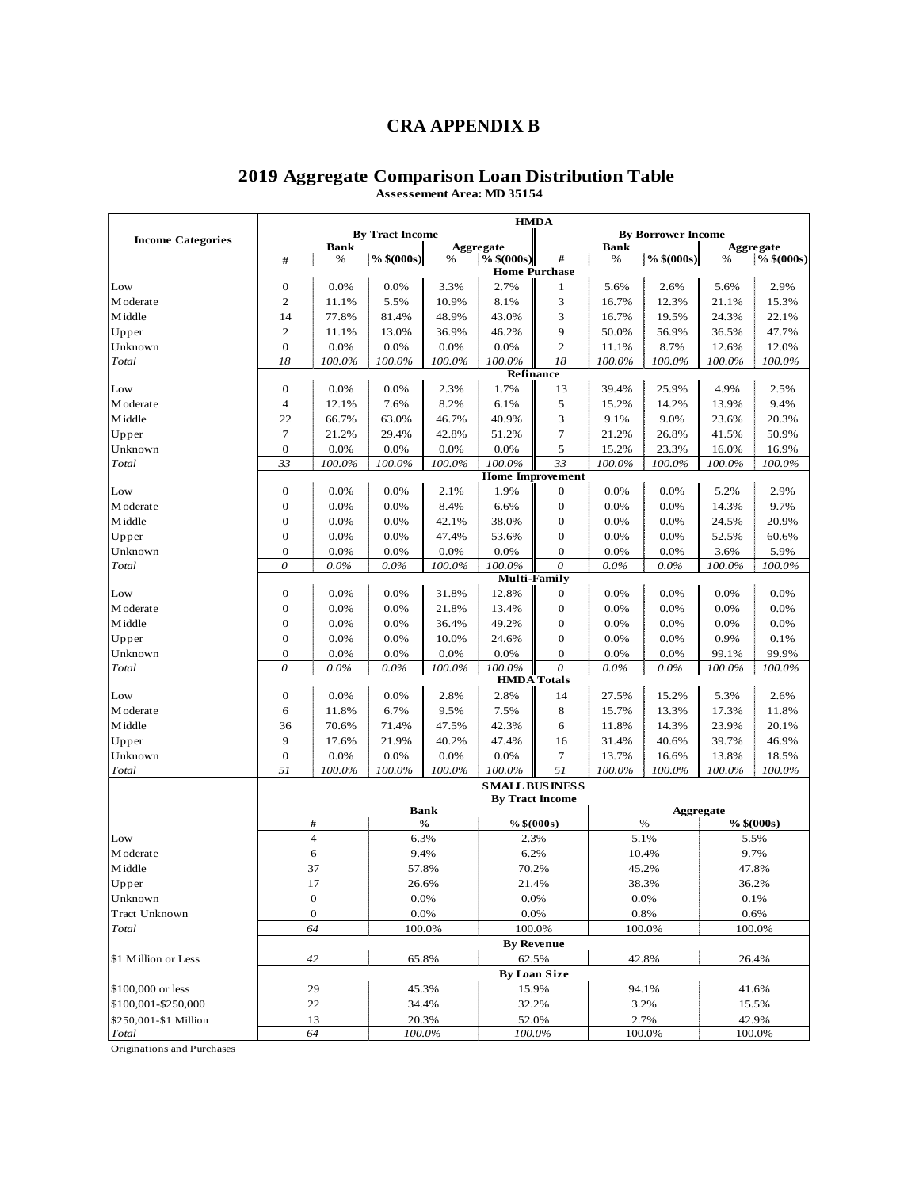# CRA APPENDIX B

## 2019 Aggregate Comparison Loan Distribution Table

**Assessement Area: MD 35154**

| Income Categories | HMDA | | | | | | | | | |
|---|---|---|---|---|---|---|---|---|---|---|
| | By Tract Income | | | | | By Borrower Income | | | | |
| | Bank | | | Aggregate | | Bank | | | Aggregate | |
| | # | % | % $(000s) | % | % $(000s) | # | % | % $(000s) | % | % $(000s) |
| **Home Purchase** | | | | | | | | | | |
| Low | 0 | 0.0% | 0.0% | 3.3% | 2.7% | 1 | 5.6% | 2.6% | 5.6% | 2.9% |
| Moderate | 2 | 11.1% | 5.5% | 10.9% | 8.1% | 3 | 16.7% | 12.3% | 21.1% | 15.3% |
| Middle | 14 | 77.8% | 81.4% | 48.9% | 43.0% | 3 | 16.7% | 19.5% | 24.3% | 22.1% |
| Upper | 2 | 11.1% | 13.0% | 36.9% | 46.2% | 9 | 50.0% | 56.9% | 36.5% | 47.7% |
| Unknown | 0 | 0.0% | 0.0% | 0.0% | 0.0% | 2 | 11.1% | 8.7% | 12.6% | 12.0% |
| *Total* | *18* | *100.0%* | *100.0%* | *100.0%* | *100.0%* | *18* | *100.0%* | *100.0%* | *100.0%* | *100.0%* |
| **Refinance** | | | | | | | | | | |
| Low | 0 | 0.0% | 0.0% | 2.3% | 1.7% | 13 | 39.4% | 25.9% | 4.9% | 2.5% |
| Moderate | 4 | 12.1% | 7.6% | 8.2% | 6.1% | 5 | 15.2% | 14.2% | 13.9% | 9.4% |
| Middle | 22 | 66.7% | 63.0% | 46.7% | 40.9% | 3 | 9.1% | 9.0% | 23.6% | 20.3% |
| Upper | 7 | 21.2% | 29.4% | 42.8% | 51.2% | 7 | 21.2% | 26.8% | 41.5% | 50.9% |
| Unknown | 0 | 0.0% | 0.0% | 0.0% | 0.0% | 5 | 15.2% | 23.3% | 16.0% | 16.9% |
| *Total* | *33* | *100.0%* | *100.0%* | *100.0%* | *100.0%* | *33* | *100.0%* | *100.0%* | *100.0%* | *100.0%* |
| **Home Improvement** | | | | | | | | | | |
| Low | 0 | 0.0% | 0.0% | 2.1% | 1.9% | 0 | 0.0% | 0.0% | 5.2% | 2.9% |
| Moderate | 0 | 0.0% | 0.0% | 8.4% | 6.6% | 0 | 0.0% | 0.0% | 14.3% | 9.7% |
| Middle | 0 | 0.0% | 0.0% | 42.1% | 38.0% | 0 | 0.0% | 0.0% | 24.5% | 20.9% |
| Upper | 0 | 0.0% | 0.0% | 47.4% | 53.6% | 0 | 0.0% | 0.0% | 52.5% | 60.6% |
| Unknown | 0 | 0.0% | 0.0% | 0.0% | 0.0% | 0 | 0.0% | 0.0% | 3.6% | 5.9% |
| *Total* | *0* | *0.0%* | *0.0%* | *100.0%* | *100.0%* | *0* | *0.0%* | *0.0%* | *100.0%* | *100.0%* |
| **Multi-Family** | | | | | | | | | | |
| Low | 0 | 0.0% | 0.0% | 31.8% | 12.8% | 0 | 0.0% | 0.0% | 0.0% | 0.0% |
| Moderate | 0 | 0.0% | 0.0% | 21.8% | 13.4% | 0 | 0.0% | 0.0% | 0.0% | 0.0% |
| Middle | 0 | 0.0% | 0.0% | 36.4% | 49.2% | 0 | 0.0% | 0.0% | 0.0% | 0.0% |
| Upper | 0 | 0.0% | 0.0% | 10.0% | 24.6% | 0 | 0.0% | 0.0% | 0.9% | 0.1% |
| Unknown | 0 | 0.0% | 0.0% | 0.0% | 0.0% | 0 | 0.0% | 0.0% | 99.1% | 99.9% |
| *Total* | *0* | *0.0%* | *0.0%* | *100.0%* | *100.0%* | *0* | *0.0%* | *0.0%* | *100.0%* | *100.0%* |
| **HMDA Totals** | | | | | | | | | | |
| Low | 0 | 0.0% | 0.0% | 2.8% | 2.8% | 14 | 27.5% | 15.2% | 5.3% | 2.6% |
| Moderate | 6 | 11.8% | 6.7% | 9.5% | 7.5% | 8 | 15.7% | 13.3% | 17.3% | 11.8% |
| Middle | 36 | 70.6% | 71.4% | 47.5% | 42.3% | 6 | 11.8% | 14.3% | 23.9% | 20.1% |
| Upper | 9 | 17.6% | 21.9% | 40.2% | 47.4% | 16 | 31.4% | 40.6% | 39.7% | 46.9% |
| Unknown | 0 | 0.0% | 0.0% | 0.0% | 0.0% | 7 | 13.7% | 16.6% | 13.8% | 18.5% |
| *Total* | *51* | *100.0%* | *100.0%* | *100.0%* | *100.0%* | *51* | *100.0%* | *100.0%* | *100.0%* | *100.0%* |

| | SMALL BUSINESS | | | | |
|---|---|---|---|---|---|
| | By Tract Income | | | | |
| | Bank | | | Aggregate | |
| | # | % | % $(000s) | % | % $(000s) |
| Low | 4 | 6.3% | 2.3% | 5.1% | 5.5% |
| Moderate | 6 | 9.4% | 6.2% | 10.4% | 9.7% |
| Middle | 37 | 57.8% | 70.2% | 45.2% | 47.8% |
| Upper | 17 | 26.6% | 21.4% | 38.3% | 36.2% |
| Unknown | 0 | 0.0% | 0.0% | 0.0% | 0.1% |
| Tract Unknown | 0 | 0.0% | 0.0% | 0.8% | 0.6% |
| *Total* | *64* | 100.0% | 100.0% | 100.0% | 100.0% |
| **By Revenue** | | | | | |
| $1 Million or Less | *42* | 65.8% | 62.5% | 42.8% | 26.4% |
| **By Loan Size** | | | | | |
| $100,000 or less | 29 | 45.3% | 15.9% | 94.1% | 41.6% |
| $100,001-$250,000 | 22 | 34.4% | 32.2% | 3.2% | 15.5% |
| $250,001-$1 Million | 13 | 20.3% | 52.0% | 2.7% | 42.9% |
| *Total* | *64* | *100.0%* | *100.0%* | 100.0% | 100.0% |

Originations and Purchases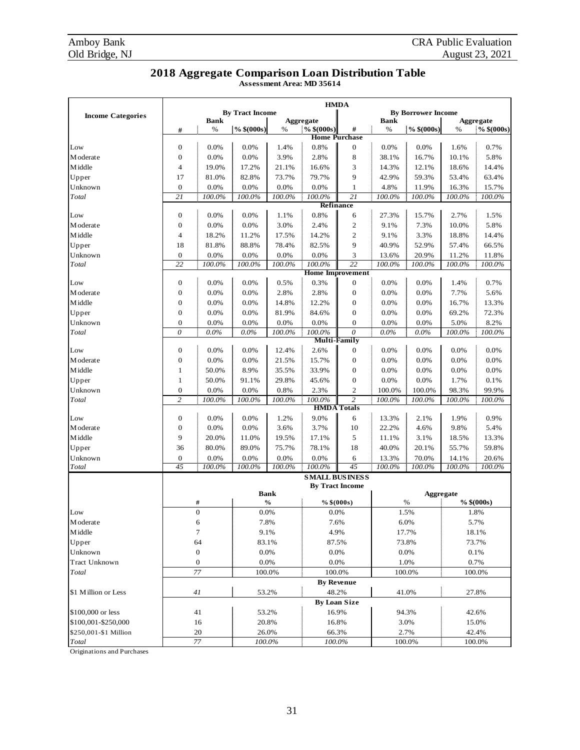## 2018 Aggregate Comparison Loan Distribution Table

**Assessment Area: MD 35614**

| Income Categories | HMDA | | | | | | | | | |
|---|---|---|---|---|---|---|---|---|---|---|
| | By Tract Income | | | | | By Borrower Income | | | | |
| | Bank | | | Aggregate | | Bank | | | Aggregate | |
| | # | % | % $(000s) | % | % $(000s) | # | % | % $(000s) | % | % $(000s) |
| **Home Purchase** | | | | | | | | | | |
| Low | 0 | 0.0% | 0.0% | 1.4% | 0.8% | 0 | 0.0% | 0.0% | 1.6% | 0.7% |
| Moderate | 0 | 0.0% | 0.0% | 3.9% | 2.8% | 8 | 38.1% | 16.7% | 10.1% | 5.8% |
| Middle | 4 | 19.0% | 17.2% | 21.1% | 16.6% | 3 | 14.3% | 12.1% | 18.6% | 14.4% |
| Upper | 17 | 81.0% | 82.8% | 73.7% | 79.7% | 9 | 42.9% | 59.3% | 53.4% | 63.4% |
| Unknown | 0 | 0.0% | 0.0% | 0.0% | 0.0% | 1 | 4.8% | 11.9% | 16.3% | 15.7% |
| *Total* | *21* | *100.0%* | *100.0%* | *100.0%* | *100.0%* | *21* | *100.0%* | *100.0%* | *100.0%* | *100.0%* |
| **Refinance** | | | | | | | | | | |
| Low | 0 | 0.0% | 0.0% | 1.1% | 0.8% | 6 | 27.3% | 15.7% | 2.7% | 1.5% |
| Moderate | 0 | 0.0% | 0.0% | 3.0% | 2.4% | 2 | 9.1% | 7.3% | 10.0% | 5.8% |
| Middle | 4 | 18.2% | 11.2% | 17.5% | 14.2% | 2 | 9.1% | 3.3% | 18.8% | 14.4% |
| Upper | 18 | 81.8% | 88.8% | 78.4% | 82.5% | 9 | 40.9% | 52.9% | 57.4% | 66.5% |
| Unknown | 0 | 0.0% | 0.0% | 0.0% | 0.0% | 3 | 13.6% | 20.9% | 11.2% | 11.8% |
| *Total* | *22* | *100.0%* | *100.0%* | *100.0%* | *100.0%* | *22* | *100.0%* | *100.0%* | *100.0%* | *100.0%* |
| **Home Improvement** | | | | | | | | | | |
| Low | 0 | 0.0% | 0.0% | 0.5% | 0.3% | 0 | 0.0% | 0.0% | 1.4% | 0.7% |
| Moderate | 0 | 0.0% | 0.0% | 2.8% | 2.8% | 0 | 0.0% | 0.0% | 7.7% | 5.6% |
| Middle | 0 | 0.0% | 0.0% | 14.8% | 12.2% | 0 | 0.0% | 0.0% | 16.7% | 13.3% |
| Upper | 0 | 0.0% | 0.0% | 81.9% | 84.6% | 0 | 0.0% | 0.0% | 69.2% | 72.3% |
| Unknown | 0 | 0.0% | 0.0% | 0.0% | 0.0% | 0 | 0.0% | 0.0% | 5.0% | 8.2% |
| *Total* | *0* | *0.0%* | *0.0%* | *100.0%* | *100.0%* | *0* | *0.0%* | *0.0%* | *100.0%* | *100.0%* |
| **Multi-Family** | | | | | | | | | | |
| Low | 0 | 0.0% | 0.0% | 12.4% | 2.6% | 0 | 0.0% | 0.0% | 0.0% | 0.0% |
| Moderate | 0 | 0.0% | 0.0% | 21.5% | 15.7% | 0 | 0.0% | 0.0% | 0.0% | 0.0% |
| Middle | 1 | 50.0% | 8.9% | 35.5% | 33.9% | 0 | 0.0% | 0.0% | 0.0% | 0.1% |
| Upper | 1 | 50.0% | 91.1% | 29.8% | 45.6% | 0 | 0.0% | 0.0% | 1.7% | 0.1% |
| Unknown | 0 | 0.0% | 0.0% | 0.8% | 2.3% | 2 | 100.0% | 100.0% | 98.3% | 99.9% |
| *Total* | *2* | *100.0%* | *100.0%* | *100.0%* | *100.0%* | *2* | *100.0%* | *100.0%* | *100.0%* | *100.0%* |
| **HMDA Totals** | | | | | | | | | | |
| Low | 0 | 0.0% | 0.0% | 1.2% | 9.0% | 6 | 13.3% | 2.1% | 1.9% | 0.9% |
| Moderate | 0 | 0.0% | 0.0% | 3.6% | 3.7% | 10 | 22.2% | 4.6% | 9.8% | 5.4% |
| Middle | 9 | 20.0% | 11.0% | 19.5% | 17.1% | 5 | 11.1% | 3.1% | 18.5% | 13.3% |
| Upper | 36 | 80.0% | 89.0% | 75.7% | 78.1% | 18 | 40.0% | 20.1% | 55.7% | 59.8% |
| Unknown | 0 | 0.0% | 0.0% | 0.0% | 0.0% | 6 | 13.3% | 70.0% | 14.1% | 20.6% |
| *Total* | *45* | *100.0%* | *100.0%* | *100.0%* | *100.0%* | *45* | *100.0%* | *100.0%* | *100.0%* | *100.0%* |

| | SMALL BUSINESS | | | | |
|---|---|---|---|---|---|
| | By Tract Income | | | | |
| | Bank | | | Aggregate | |
| | # | % | % $(000s) | % | % $(000s) |
| Low | 0 | 0.0% | 0.0% | 1.5% | 1.8% |
| Moderate | 6 | 7.8% | 7.6% | 6.0% | 5.7% |
| Middle | 7 | 9.1% | 4.9% | 17.7% | 18.1% |
| Upper | 64 | 83.1% | 87.5% | 73.8% | 73.7% |
| Unknown | 0 | 0.0% | 0.0% | 0.0% | 0.1% |
| Tract Unknown | 0 | 0.0% | 0.0% | 1.0% | 0.7% |
| *Total* | *77* | 100.0% | 100.0% | 100.0% | 100.0% |
| **By Revenue** | | | | | |
| $1 Million or Less | *41* | 53.2% | 48.2% | 41.0% | 27.8% |
| **By Loan Size** | | | | | |
| $100,000 or less | 41 | 53.2% | 16.9% | 94.3% | 42.6% |
| $100,001-$250,000 | 16 | 20.8% | 16.8% | 3.0% | 15.0% |
| $250,001-$1 Million | 20 | 26.0% | 66.3% | 2.7% | 42.4% |
| *Total* | *77* | *100.0%* | *100.0%* | 100.0% | 100.0% |

Originations and Purchases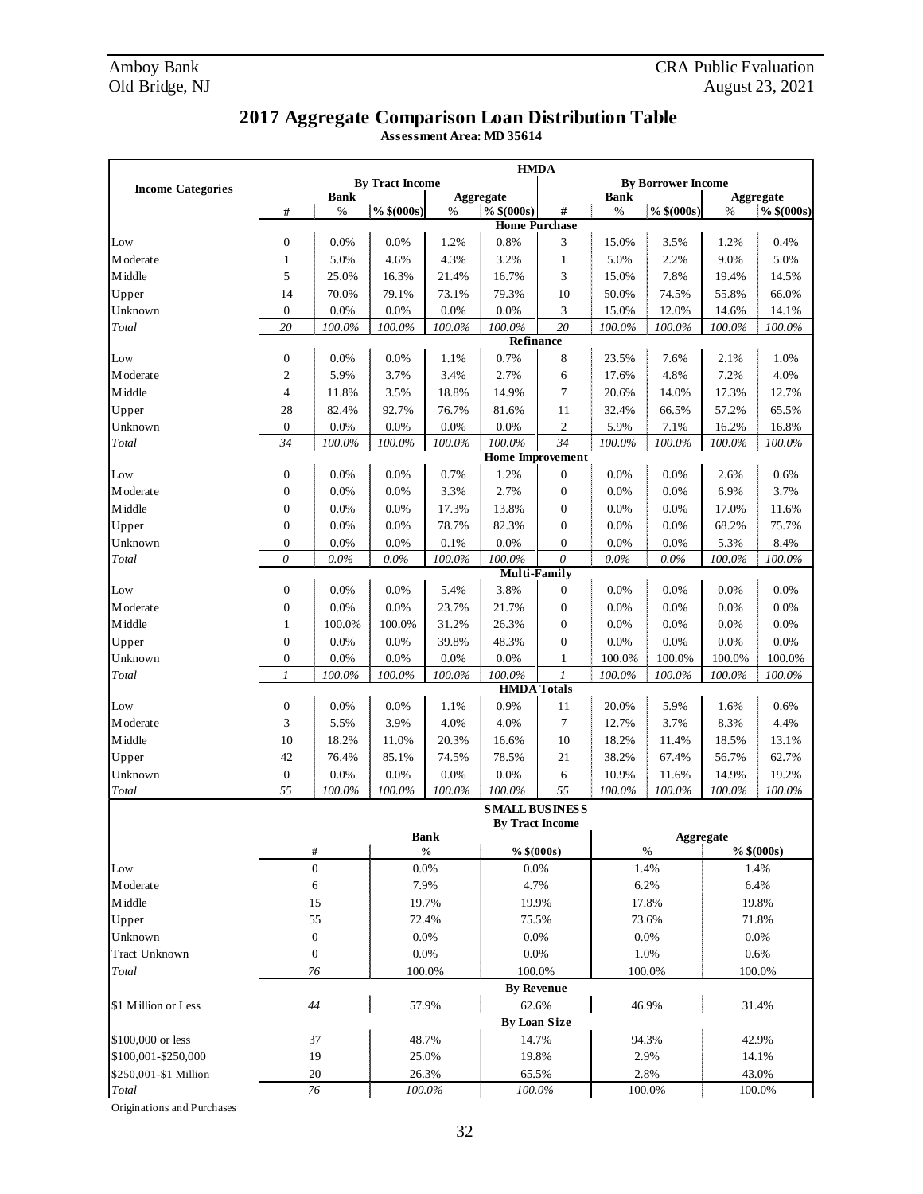# 2017 Aggregate Comparison Loan Distribution Table

**Assessment Area: MD 35614**

| Income Categories | HMDA | | | | | | | | | |
|---|---|---|---|---|---|---|---|---|---|---|
| | By Tract Income | | | | | By Borrower Income | | | | |
| | Bank | | | Aggregate | | Bank | | | Aggregate | |
| | # | % | % $(000s) | % | % $(000s) | # | % | % $(000s) | % | % $(000s) |
| **Home Purchase** | | | | | | | | | | |
| Low | 0 | 0.0% | 0.0% | 1.2% | 0.8% | 3 | 15.0% | 3.5% | 1.2% | 0.4% |
| Moderate | 1 | 5.0% | 4.6% | 4.3% | 3.2% | 1 | 5.0% | 2.2% | 9.0% | 5.0% |
| Middle | 5 | 25.0% | 16.3% | 21.4% | 16.7% | 3 | 15.0% | 7.8% | 19.4% | 14.5% |
| Upper | 14 | 70.0% | 79.1% | 73.1% | 79.3% | 10 | 50.0% | 74.5% | 55.8% | 66.0% |
| Unknown | 0 | 0.0% | 0.0% | 0.0% | 0.0% | 3 | 15.0% | 12.0% | 14.6% | 14.1% |
| *Total* | *20* | *100.0%* | *100.0%* | *100.0%* | *100.0%* | *20* | *100.0%* | *100.0%* | *100.0%* | *100.0%* |
| **Refinance** | | | | | | | | | | |
| Low | 0 | 0.0% | 0.0% | 1.1% | 0.7% | 8 | 23.5% | 7.6% | 2.1% | 1.0% |
| Moderate | 2 | 5.9% | 3.7% | 3.4% | 2.7% | 6 | 17.6% | 4.8% | 7.2% | 4.0% |
| Middle | 4 | 11.8% | 3.5% | 18.8% | 14.9% | 7 | 20.6% | 14.0% | 17.3% | 12.7% |
| Upper | 28 | 82.4% | 92.7% | 76.7% | 81.6% | 11 | 32.4% | 66.5% | 57.2% | 65.5% |
| Unknown | 0 | 0.0% | 0.0% | 0.0% | 0.0% | 2 | 5.9% | 7.1% | 16.2% | 16.8% |
| *Total* | *34* | *100.0%* | *100.0%* | *100.0%* | *100.0%* | *34* | *100.0%* | *100.0%* | *100.0%* | *100.0%* |
| **Home Improvement** | | | | | | | | | | |
| Low | 0 | 0.0% | 0.0% | 0.7% | 1.2% | 0 | 0.0% | 0.0% | 2.6% | 0.6% |
| Moderate | 0 | 0.0% | 0.0% | 3.3% | 2.7% | 0 | 0.0% | 0.0% | 6.9% | 3.7% |
| Middle | 0 | 0.0% | 0.0% | 17.3% | 13.8% | 0 | 0.0% | 0.0% | 17.0% | 11.6% |
| Upper | 0 | 0.0% | 0.0% | 78.7% | 82.3% | 0 | 0.0% | 0.0% | 68.2% | 75.7% |
| Unknown | 0 | 0.0% | 0.0% | 0.1% | 0.0% | 0 | 0.0% | 0.0% | 5.3% | 8.4% |
| *Total* | *0* | *0.0%* | *0.0%* | *100.0%* | *100.0%* | *0* | *0.0%* | *0.0%* | *100.0%* | *100.0%* |
| **Multi-Family** | | | | | | | | | | |
| Low | 0 | 0.0% | 0.0% | 5.4% | 3.8% | 0 | 0.0% | 0.0% | 0.0% | 0.0% |
| Moderate | 0 | 0.0% | 0.0% | 23.7% | 21.7% | 0 | 0.0% | 0.0% | 0.0% | 0.0% |
| Middle | 1 | 100.0% | 100.0% | 31.2% | 26.3% | 0 | 0.0% | 0.0% | 0.0% | 0.0% |
| Upper | 0 | 0.0% | 0.0% | 39.8% | 48.3% | 0 | 0.0% | 0.0% | 0.0% | 0.0% |
| Unknown | 0 | 0.0% | 0.0% | 0.0% | 0.0% | 1 | 100.0% | 100.0% | 100.0% | 100.0% |
| *Total* | *1* | *100.0%* | *100.0%* | *100.0%* | *100.0%* | *1* | *100.0%* | *100.0%* | *100.0%* | *100.0%* |
| **HMDA Totals** | | | | | | | | | | |
| Low | 0 | 0.0% | 0.0% | 1.1% | 0.9% | 11 | 20.0% | 5.9% | 1.6% | 0.6% |
| Moderate | 3 | 5.5% | 3.9% | 4.0% | 4.0% | 7 | 12.7% | 3.7% | 8.3% | 4.4% |
| Middle | 10 | 18.2% | 11.0% | 20.3% | 16.6% | 10 | 18.2% | 11.4% | 18.5% | 13.1% |
| Upper | 42 | 76.4% | 85.1% | 74.5% | 78.5% | 21 | 38.2% | 67.4% | 56.7% | 62.7% |
| Unknown | 0 | 0.0% | 0.0% | 0.0% | 0.0% | 6 | 10.9% | 11.6% | 14.9% | 19.2% |
| *Total* | *55* | *100.0%* | *100.0%* | *100.0%* | *100.0%* | *55* | *100.0%* | *100.0%* | *100.0%* | *100.0%* |

| | SMALL BUSINESS | | | | |
|---|---|---|---|---|---|
| | By Tract Income | | | | |
| | Bank | | | Aggregate | |
| | # | % | % $(000s) | % | % $(000s) |
| Low | 0 | 0.0% | 0.0% | 1.4% | 1.4% |
| Moderate | 6 | 7.9% | 4.7% | 6.2% | 6.4% |
| Middle | 15 | 19.7% | 19.9% | 17.8% | 19.8% |
| Upper | 55 | 72.4% | 75.5% | 73.6% | 71.8% |
| Unknown | 0 | 0.0% | 0.0% | 0.0% | 0.0% |
| Tract Unknown | 0 | 0.0% | 0.0% | 1.0% | 0.6% |
| *Total* | *76* | 100.0% | 100.0% | 100.0% | 100.0% |
| **By Revenue** | | | | | |
| $1 Million or Less | *44* | 57.9% | 62.6% | 46.9% | 31.4% |
| **By Loan Size** | | | | | |
| $100,000 or less | 37 | 48.7% | 14.7% | 94.3% | 42.9% |
| $100,001-$250,000 | 19 | 25.0% | 19.8% | 2.9% | 14.1% |
| $250,001-$1 Million | 20 | 26.3% | 65.5% | 2.8% | 43.0% |
| *Total* | *76* | *100.0%* | *100.0%* | 100.0% | 100.0% |

Originations and Purchases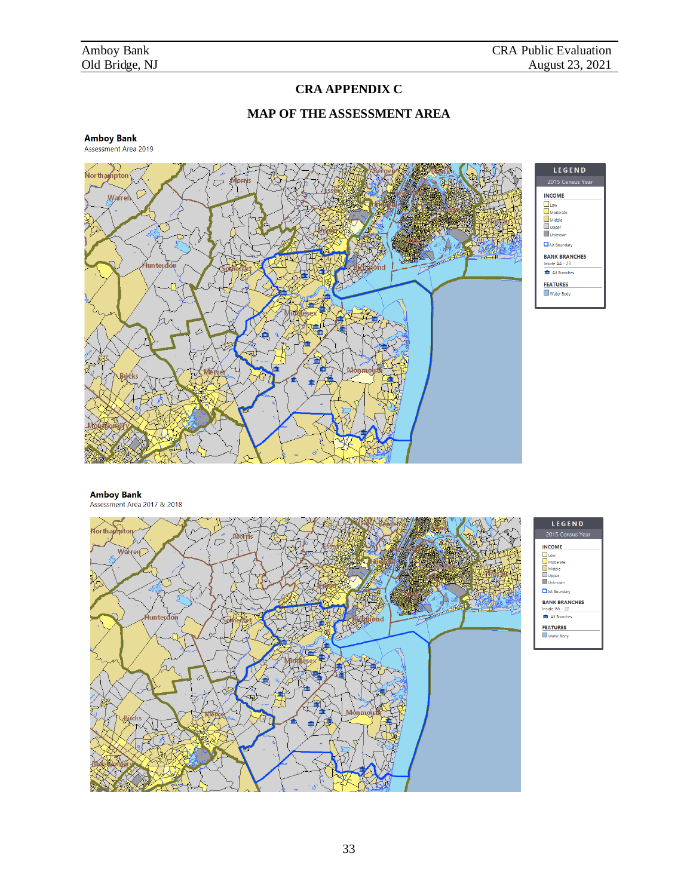# CRA APPENDIX C

## MAP OF THE ASSESSMENT AREA

**Amboy Bank**
Assessment Area 2019

**LEGEND**
2015 Census Year

**INCOME**
- Low
- Moderate
- Middle
- Upper
- Unknown
- AA Boundary

**BANK BRANCHES**
Inside AA - 23
- All Branches

**FEATURES**
- Water Body

**Amboy Bank**
Assessment Area 2017 & 2018

**LEGEND**
2015 Census Year

**INCOME**
- Low
- Moderate
- Middle
- Upper
- Unknown
- AA Boundary

**BANK BRANCHES**
Inside AA - 22
- All Branches

**FEATURES**
- Water Body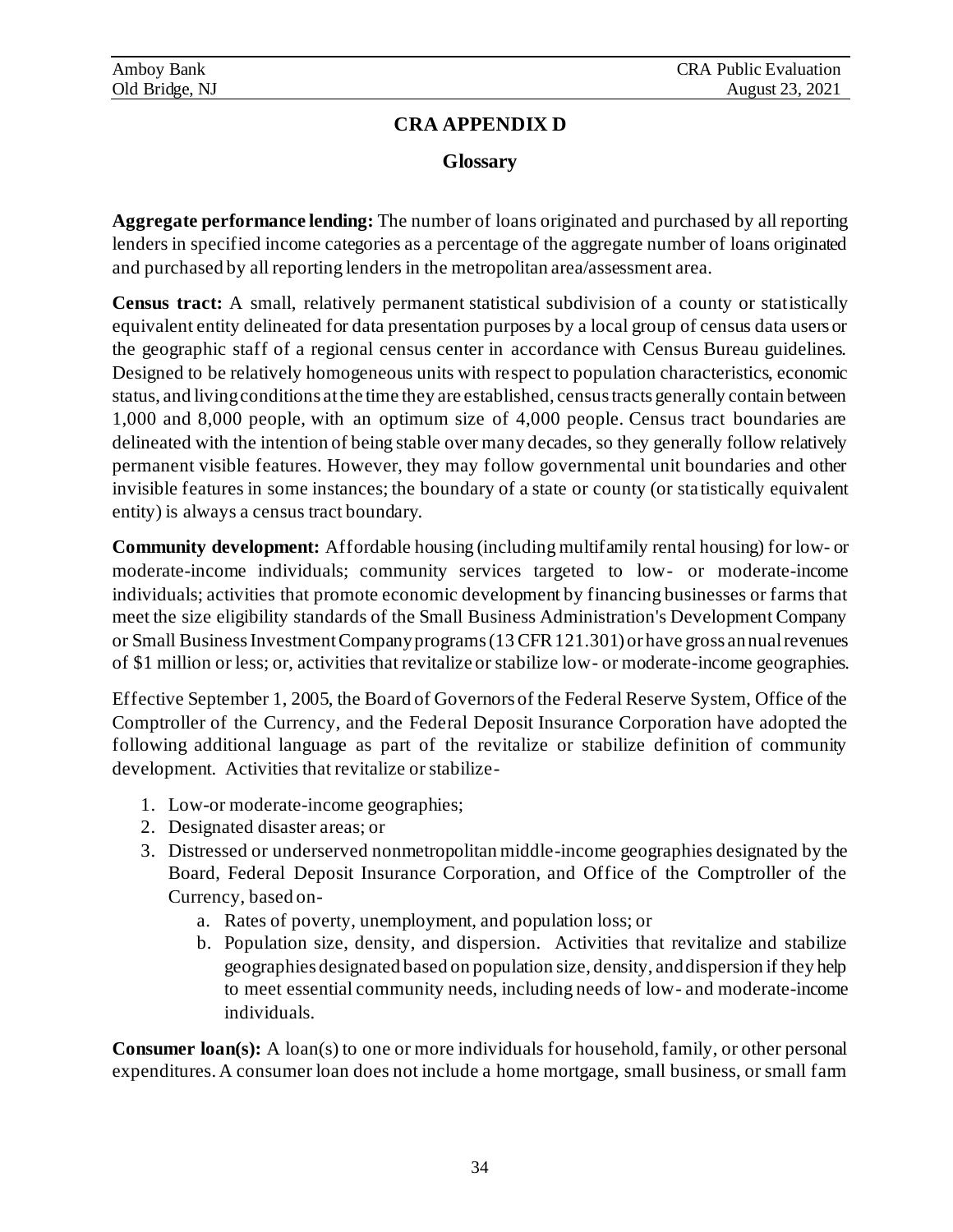# CRA APPENDIX D

## Glossary

**Aggregate performance lending:** The number of loans originated and purchased by all reporting lenders in specified income categories as a percentage of the aggregate number of loans originated and purchased by all reporting lenders in the metropolitan area/assessment area.

**Census tract:** A small, relatively permanent statistical subdivision of a county or statistically equivalent entity delineated for data presentation purposes by a local group of census data users or the geographic staff of a regional census center in accordance with Census Bureau guidelines. Designed to be relatively homogeneous units with respect to population characteristics, economic status, and living conditions at the time they are established, census tracts generally contain between 1,000 and 8,000 people, with an optimum size of 4,000 people. Census tract boundaries are delineated with the intention of being stable over many decades, so they generally follow relatively permanent visible features. However, they may follow governmental unit boundaries and other invisible features in some instances; the boundary of a state or county (or statistically equivalent entity) is always a census tract boundary.

**Community development:** Affordable housing (including multifamily rental housing) for low- or moderate-income individuals; community services targeted to low- or moderate-income individuals; activities that promote economic development by financing businesses or farms that meet the size eligibility standards of the Small Business Administration's Development Company or Small Business Investment Company programs (13 CFR 121.301) or have gross annual revenues of $1 million or less; or, activities that revitalize or stabilize low- or moderate-income geographies.

Effective September 1, 2005, the Board of Governors of the Federal Reserve System, Office of the Comptroller of the Currency, and the Federal Deposit Insurance Corporation have adopted the following additional language as part of the revitalize or stabilize definition of community development. Activities that revitalize or stabilize-

1. Low-or moderate-income geographies;
2. Designated disaster areas; or
3. Distressed or underserved nonmetropolitan middle-income geographies designated by the Board, Federal Deposit Insurance Corporation, and Office of the Comptroller of the Currency, based on-
    a. Rates of poverty, unemployment, and population loss; or
    b. Population size, density, and dispersion. Activities that revitalize and stabilize geographies designated based on population size, density, and dispersion if they help to meet essential community needs, including needs of low- and moderate-income individuals.

**Consumer loan(s):** A loan(s) to one or more individuals for household, family, or other personal expenditures. A consumer loan does not include a home mortgage, small business, or small farm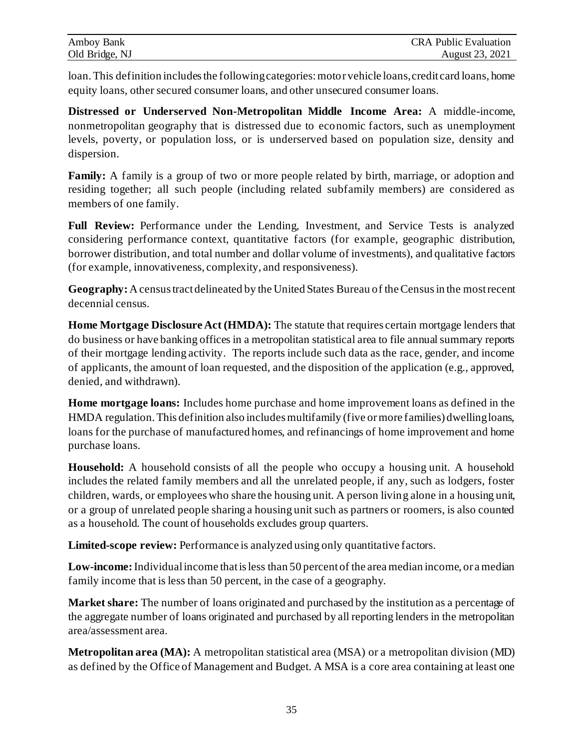loan. This definition includes the following categories: motor vehicle loans, credit card loans, home equity loans, other secured consumer loans, and other unsecured consumer loans.

**Distressed or Underserved Non-Metropolitan Middle Income Area:** A middle-income, nonmetropolitan geography that is distressed due to economic factors, such as unemployment levels, poverty, or population loss, or is underserved based on population size, density and dispersion.

**Family:** A family is a group of two or more people related by birth, marriage, or adoption and residing together; all such people (including related subfamily members) are considered as members of one family.

**Full Review:** Performance under the Lending, Investment, and Service Tests is analyzed considering performance context, quantitative factors (for example, geographic distribution, borrower distribution, and total number and dollar volume of investments), and qualitative factors (for example, innovativeness, complexity, and responsiveness).

**Geography:** A census tract delineated by the United States Bureau of the Census in the most recent decennial census.

**Home Mortgage Disclosure Act (HMDA):** The statute that requires certain mortgage lenders that do business or have banking offices in a metropolitan statistical area to file annual summary reports of their mortgage lending activity. The reports include such data as the race, gender, and income of applicants, the amount of loan requested, and the disposition of the application (e.g., approved, denied, and withdrawn).

**Home mortgage loans:** Includes home purchase and home improvement loans as defined in the HMDA regulation. This definition also includes multifamily (five or more families) dwelling loans, loans for the purchase of manufactured homes, and refinancings of home improvement and home purchase loans.

**Household:** A household consists of all the people who occupy a housing unit. A household includes the related family members and all the unrelated people, if any, such as lodgers, foster children, wards, or employees who share the housing unit. A person living alone in a housing unit, or a group of unrelated people sharing a housing unit such as partners or roomers, is also counted as a household. The count of households excludes group quarters.

**Limited-scope review:** Performance is analyzed using only quantitative factors.

**Low-income:** Individual income that is less than 50 percent of the area median income, or a median family income that is less than 50 percent, in the case of a geography.

**Market share:** The number of loans originated and purchased by the institution as a percentage of the aggregate number of loans originated and purchased by all reporting lenders in the metropolitan area/assessment area.

**Metropolitan area (MA):** A metropolitan statistical area (MSA) or a metropolitan division (MD) as defined by the Office of Management and Budget. A MSA is a core area containing at least one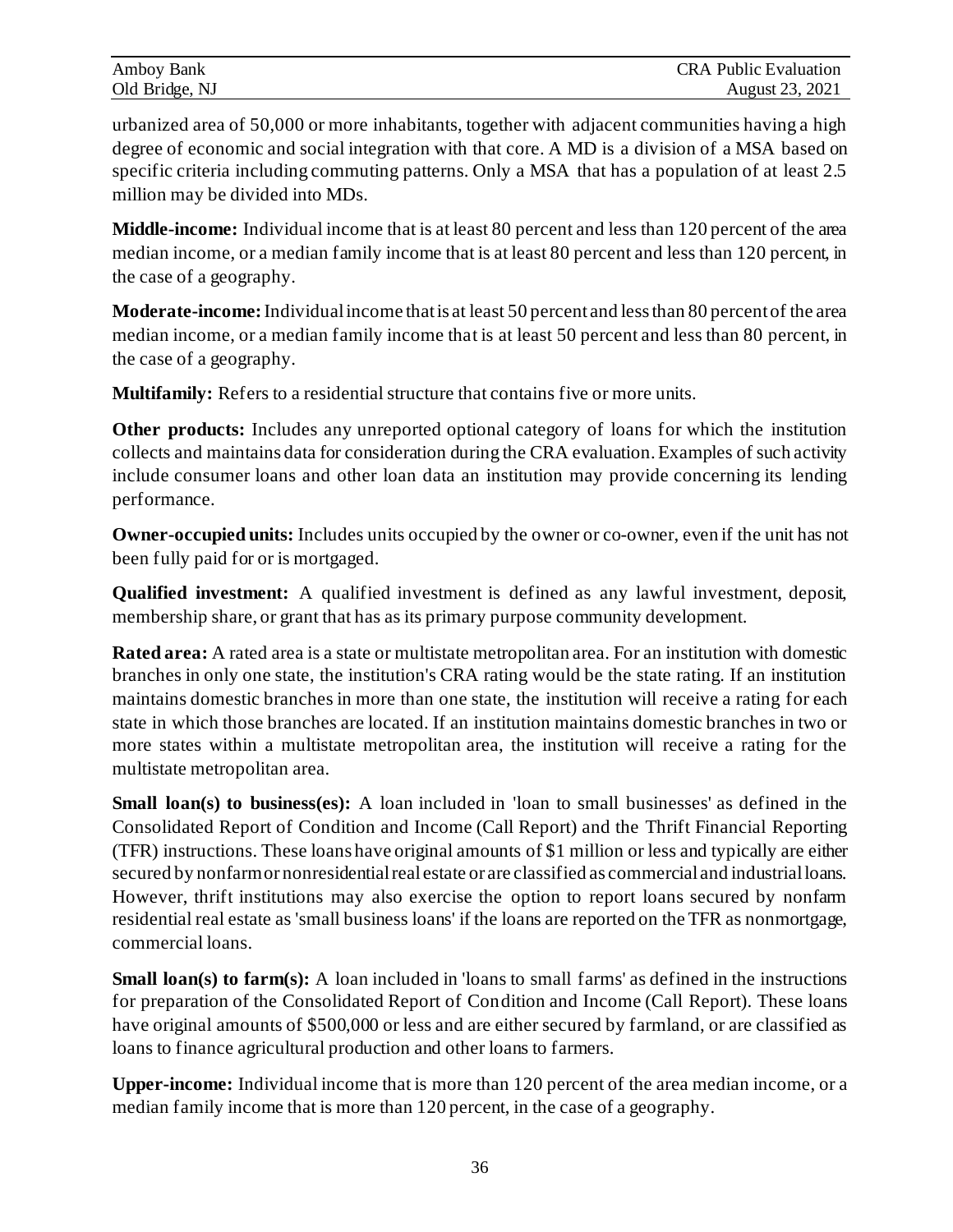urbanized area of 50,000 or more inhabitants, together with adjacent communities having a high degree of economic and social integration with that core. A MD is a division of a MSA based on specific criteria including commuting patterns. Only a MSA that has a population of at least 2.5 million may be divided into MDs.

**Middle-income:** Individual income that is at least 80 percent and less than 120 percent of the area median income, or a median family income that is at least 80 percent and less than 120 percent, in the case of a geography.

**Moderate-income:** Individual income that is at least 50 percent and less than 80 percent of the area median income, or a median family income that is at least 50 percent and less than 80 percent, in the case of a geography.

**Multifamily:** Refers to a residential structure that contains five or more units.

**Other products:** Includes any unreported optional category of loans for which the institution collects and maintains data for consideration during the CRA evaluation. Examples of such activity include consumer loans and other loan data an institution may provide concerning its lending performance.

**Owner-occupied units:** Includes units occupied by the owner or co-owner, even if the unit has not been fully paid for or is mortgaged.

**Qualified investment:** A qualified investment is defined as any lawful investment, deposit, membership share, or grant that has as its primary purpose community development.

**Rated area:** A rated area is a state or multistate metropolitan area. For an institution with domestic branches in only one state, the institution's CRA rating would be the state rating. If an institution maintains domestic branches in more than one state, the institution will receive a rating for each state in which those branches are located. If an institution maintains domestic branches in two or more states within a multistate metropolitan area, the institution will receive a rating for the multistate metropolitan area.

**Small loan(s) to business(es):** A loan included in 'loan to small businesses' as defined in the Consolidated Report of Condition and Income (Call Report) and the Thrift Financial Reporting (TFR) instructions. These loans have original amounts of $1 million or less and typically are either secured by nonfarm or nonresidential real estate or are classified as commercial and industrial loans. However, thrift institutions may also exercise the option to report loans secured by nonfarm residential real estate as 'small business loans' if the loans are reported on the TFR as nonmortgage, commercial loans.

**Small loan(s) to farm(s):** A loan included in 'loans to small farms' as defined in the instructions for preparation of the Consolidated Report of Condition and Income (Call Report). These loans have original amounts of $500,000 or less and are either secured by farmland, or are classified as loans to finance agricultural production and other loans to farmers.

**Upper-income:** Individual income that is more than 120 percent of the area median income, or a median family income that is more than 120 percent, in the case of a geography.